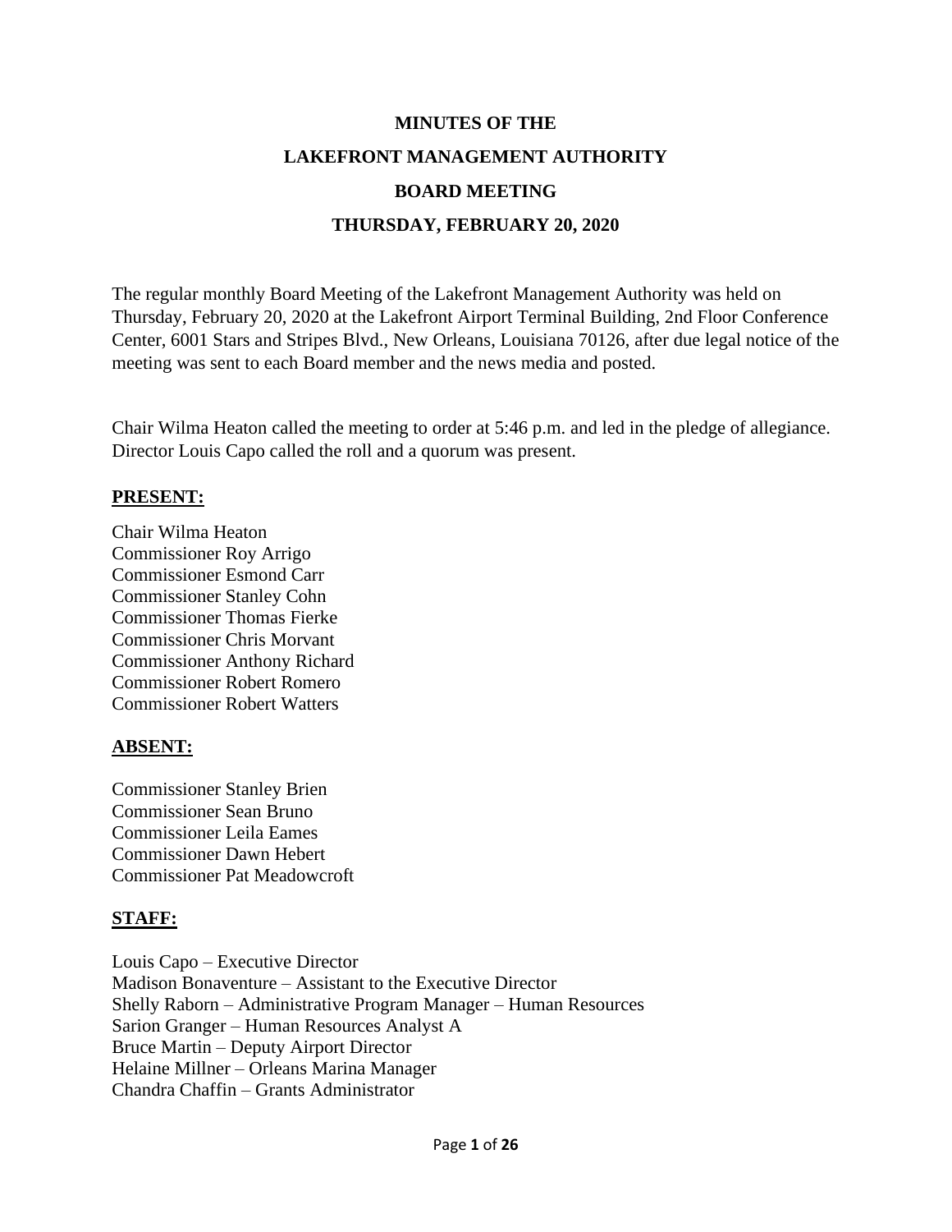# MINUTES OF THE

# LAKEFRONT MANAGEMENT AUTHORITY

# BOARD MEETING

# THURSDAY, FEBRUARY 20, 2020

The regular monthly Board Meeting of the Lakefront Management Authority was held on Thursday, February 20, 2020 at the Lakefront Airport Terminal Building, 2nd Floor Conference Center, 6001 Stars and Stripes Blvd., New Orleans, Louisiana 70126, after due legal notice of the meeting was sent to each Board member and the news media and posted.

Chair Wilma Heaton called the meeting to order at 5:46 p.m. and led in the pledge of allegiance. Director Louis Capo called the roll and a quorum was present.

**PRESENT:**

Chair Wilma Heaton
Commissioner Roy Arrigo
Commissioner Esmond Carr
Commissioner Stanley Cohn
Commissioner Thomas Fierke
Commissioner Chris Morvant
Commissioner Anthony Richard
Commissioner Robert Romero
Commissioner Robert Watters

**ABSENT:**

Commissioner Stanley Brien
Commissioner Sean Bruno
Commissioner Leila Eames
Commissioner Dawn Hebert
Commissioner Pat Meadowcroft

**STAFF:**

Louis Capo – Executive Director
Madison Bonaventure – Assistant to the Executive Director
Shelly Raborn – Administrative Program Manager – Human Resources
Sarion Granger – Human Resources Analyst A
Bruce Martin – Deputy Airport Director
Helaine Millner – Orleans Marina Manager
Chandra Chaffin – Grants Administrator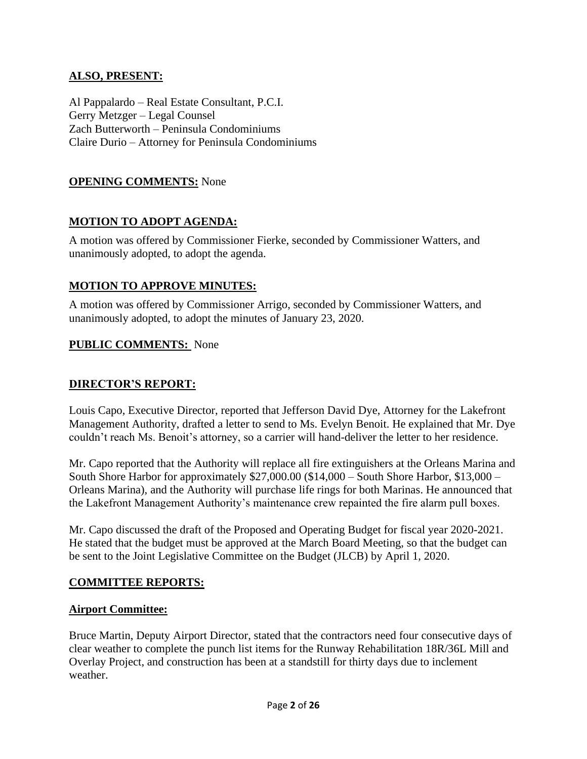## ALSO, PRESENT:

Al Pappalardo – Real Estate Consultant, P.C.I.
Gerry Metzger – Legal Counsel
Zach Butterworth – Peninsula Condominiums
Claire Durio – Attorney for Peninsula Condominiums

## OPENING COMMENTS: None

## MOTION TO ADOPT AGENDA:

A motion was offered by Commissioner Fierke, seconded by Commissioner Watters, and unanimously adopted, to adopt the agenda.

## MOTION TO APPROVE MINUTES:

A motion was offered by Commissioner Arrigo, seconded by Commissioner Watters, and unanimously adopted, to adopt the minutes of January 23, 2020.

## PUBLIC COMMENTS: None

## DIRECTOR'S REPORT:

Louis Capo, Executive Director, reported that Jefferson David Dye, Attorney for the Lakefront Management Authority, drafted a letter to send to Ms. Evelyn Benoit. He explained that Mr. Dye couldn't reach Ms. Benoit's attorney, so a carrier will hand-deliver the letter to her residence.

Mr. Capo reported that the Authority will replace all fire extinguishers at the Orleans Marina and South Shore Harbor for approximately $27,000.00 ($14,000 – South Shore Harbor, $13,000 – Orleans Marina), and the Authority will purchase life rings for both Marinas. He announced that the Lakefront Management Authority's maintenance crew repainted the fire alarm pull boxes.

Mr. Capo discussed the draft of the Proposed and Operating Budget for fiscal year 2020-2021. He stated that the budget must be approved at the March Board Meeting, so that the budget can be sent to the Joint Legislative Committee on the Budget (JLCB) by April 1, 2020.

## COMMITTEE REPORTS:

### Airport Committee:

Bruce Martin, Deputy Airport Director, stated that the contractors need four consecutive days of clear weather to complete the punch list items for the Runway Rehabilitation 18R/36L Mill and Overlay Project, and construction has been at a standstill for thirty days due to inclement weather.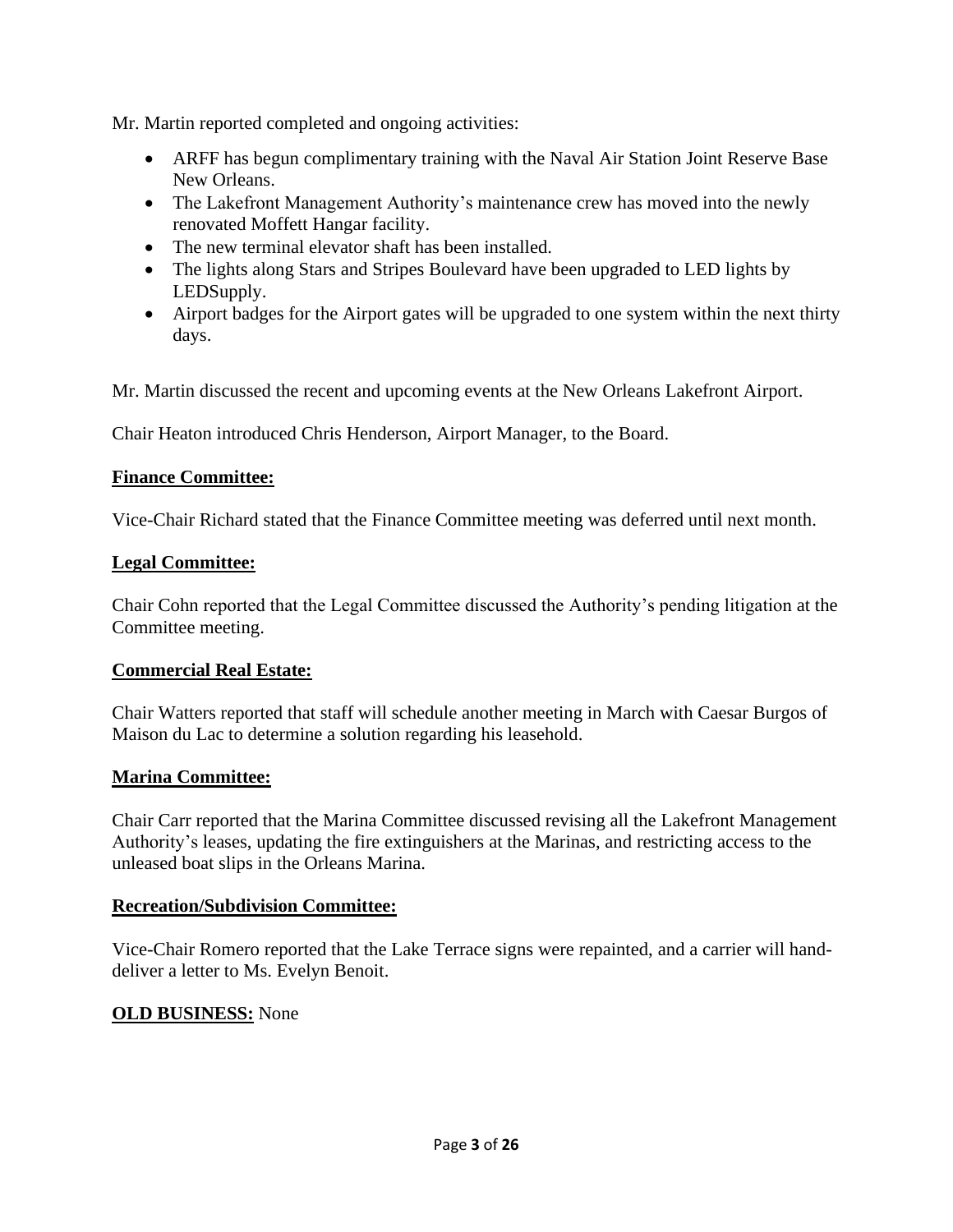Mr. Martin reported completed and ongoing activities:

- ARFF has begun complimentary training with the Naval Air Station Joint Reserve Base New Orleans.
- The Lakefront Management Authority's maintenance crew has moved into the newly renovated Moffett Hangar facility.
- The new terminal elevator shaft has been installed.
- The lights along Stars and Stripes Boulevard have been upgraded to LED lights by LEDSupply.
- Airport badges for the Airport gates will be upgraded to one system within the next thirty days.

Mr. Martin discussed the recent and upcoming events at the New Orleans Lakefront Airport.

Chair Heaton introduced Chris Henderson, Airport Manager, to the Board.

**Finance Committee:**

Vice-Chair Richard stated that the Finance Committee meeting was deferred until next month.

**Legal Committee:**

Chair Cohn reported that the Legal Committee discussed the Authority's pending litigation at the Committee meeting.

**Commercial Real Estate:**

Chair Watters reported that staff will schedule another meeting in March with Caesar Burgos of Maison du Lac to determine a solution regarding his leasehold.

**Marina Committee:**

Chair Carr reported that the Marina Committee discussed revising all the Lakefront Management Authority's leases, updating the fire extinguishers at the Marinas, and restricting access to the unleased boat slips in the Orleans Marina.

**Recreation/Subdivision Committee:**

Vice-Chair Romero reported that the Lake Terrace signs were repainted, and a carrier will hand-deliver a letter to Ms. Evelyn Benoit.

**OLD BUSINESS:** None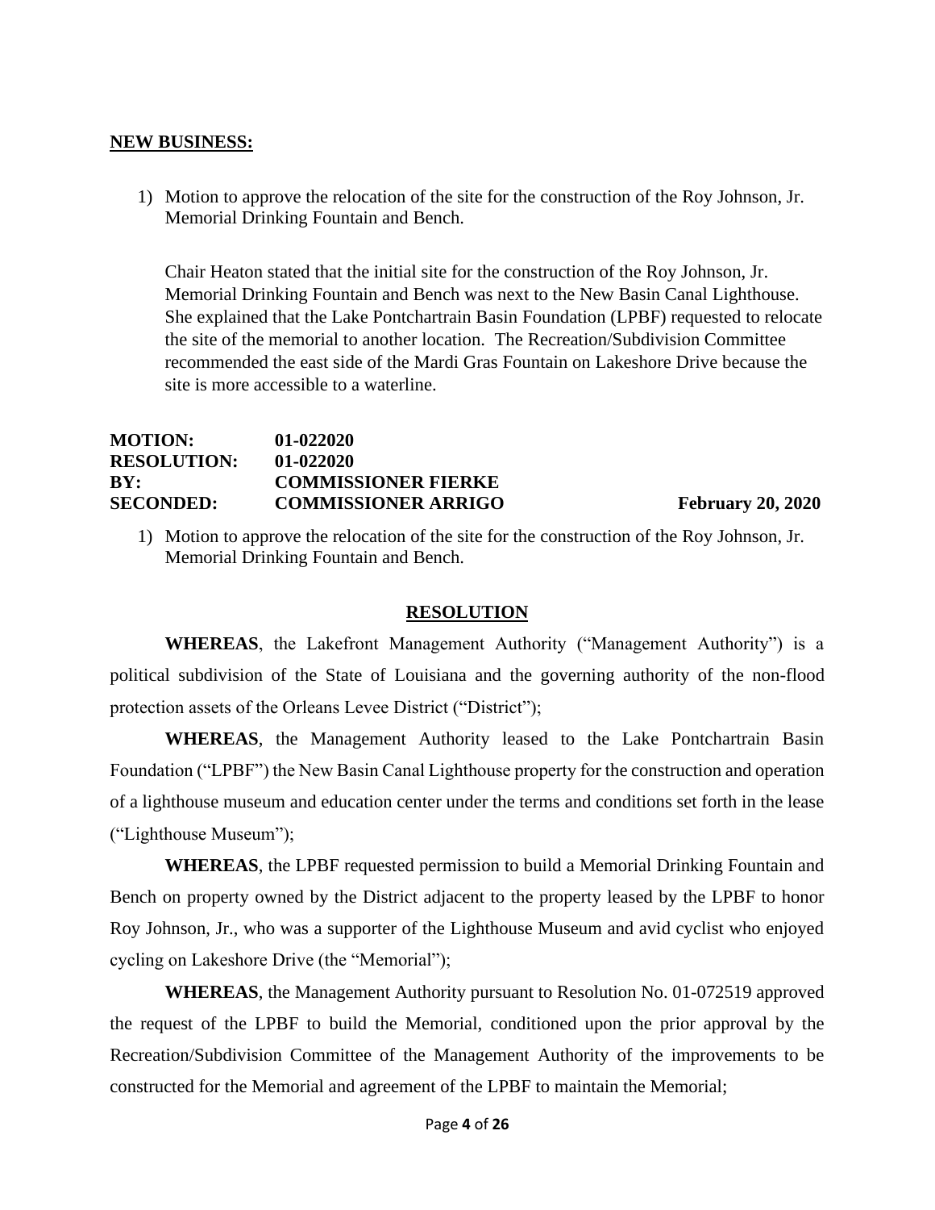**NEW BUSINESS:**

1) Motion to approve the relocation of the site for the construction of the Roy Johnson, Jr. Memorial Drinking Fountain and Bench.

   Chair Heaton stated that the initial site for the construction of the Roy Johnson, Jr. Memorial Drinking Fountain and Bench was next to the New Basin Canal Lighthouse. She explained that the Lake Pontchartrain Basin Foundation (LPBF) requested to relocate the site of the memorial to another location. The Recreation/Subdivision Committee recommended the east side of the Mardi Gras Fountain on Lakeshore Drive because the site is more accessible to a waterline.

**MOTION:** **01-022020**
**RESOLUTION:** **01-022020**
**BY:** **COMMISSIONER FIERKE**
**SECONDED:** **COMMISSIONER ARRIGO** **February 20, 2020**

1) Motion to approve the relocation of the site for the construction of the Roy Johnson, Jr. Memorial Drinking Fountain and Bench.

**RESOLUTION**

**WHEREAS**, the Lakefront Management Authority ("Management Authority") is a political subdivision of the State of Louisiana and the governing authority of the non-flood protection assets of the Orleans Levee District ("District");

**WHEREAS**, the Management Authority leased to the Lake Pontchartrain Basin Foundation ("LPBF") the New Basin Canal Lighthouse property for the construction and operation of a lighthouse museum and education center under the terms and conditions set forth in the lease ("Lighthouse Museum");

**WHEREAS**, the LPBF requested permission to build a Memorial Drinking Fountain and Bench on property owned by the District adjacent to the property leased by the LPBF to honor Roy Johnson, Jr., who was a supporter of the Lighthouse Museum and avid cyclist who enjoyed cycling on Lakeshore Drive (the "Memorial");

**WHEREAS**, the Management Authority pursuant to Resolution No. 01-072519 approved the request of the LPBF to build the Memorial, conditioned upon the prior approval by the Recreation/Subdivision Committee of the Management Authority of the improvements to be constructed for the Memorial and agreement of the LPBF to maintain the Memorial;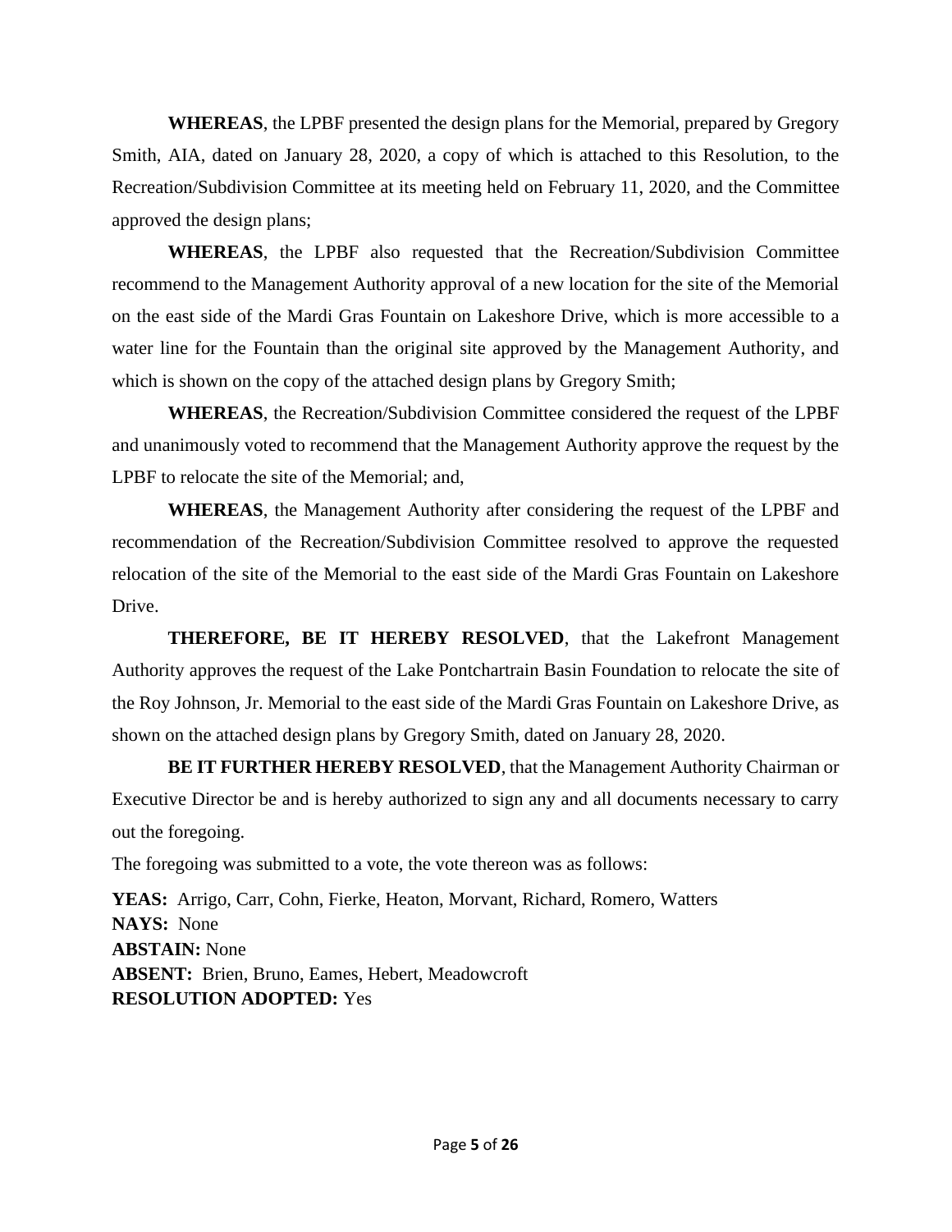**WHEREAS**, the LPBF presented the design plans for the Memorial, prepared by Gregory Smith, AIA, dated on January 28, 2020, a copy of which is attached to this Resolution, to the Recreation/Subdivision Committee at its meeting held on February 11, 2020, and the Committee approved the design plans;

**WHEREAS**, the LPBF also requested that the Recreation/Subdivision Committee recommend to the Management Authority approval of a new location for the site of the Memorial on the east side of the Mardi Gras Fountain on Lakeshore Drive, which is more accessible to a water line for the Fountain than the original site approved by the Management Authority, and which is shown on the copy of the attached design plans by Gregory Smith;

**WHEREAS**, the Recreation/Subdivision Committee considered the request of the LPBF and unanimously voted to recommend that the Management Authority approve the request by the LPBF to relocate the site of the Memorial; and,

**WHEREAS**, the Management Authority after considering the request of the LPBF and recommendation of the Recreation/Subdivision Committee resolved to approve the requested relocation of the site of the Memorial to the east side of the Mardi Gras Fountain on Lakeshore Drive.

**THEREFORE, BE IT HEREBY RESOLVED**, that the Lakefront Management Authority approves the request of the Lake Pontchartrain Basin Foundation to relocate the site of the Roy Johnson, Jr. Memorial to the east side of the Mardi Gras Fountain on Lakeshore Drive, as shown on the attached design plans by Gregory Smith, dated on January 28, 2020.

**BE IT FURTHER HEREBY RESOLVED**, that the Management Authority Chairman or Executive Director be and is hereby authorized to sign any and all documents necessary to carry out the foregoing.

The foregoing was submitted to a vote, the vote thereon was as follows:

**YEAS:** Arrigo, Carr, Cohn, Fierke, Heaton, Morvant, Richard, Romero, Watters
**NAYS:** None
**ABSTAIN:** None
**ABSENT:** Brien, Bruno, Eames, Hebert, Meadowcroft
**RESOLUTION ADOPTED:** Yes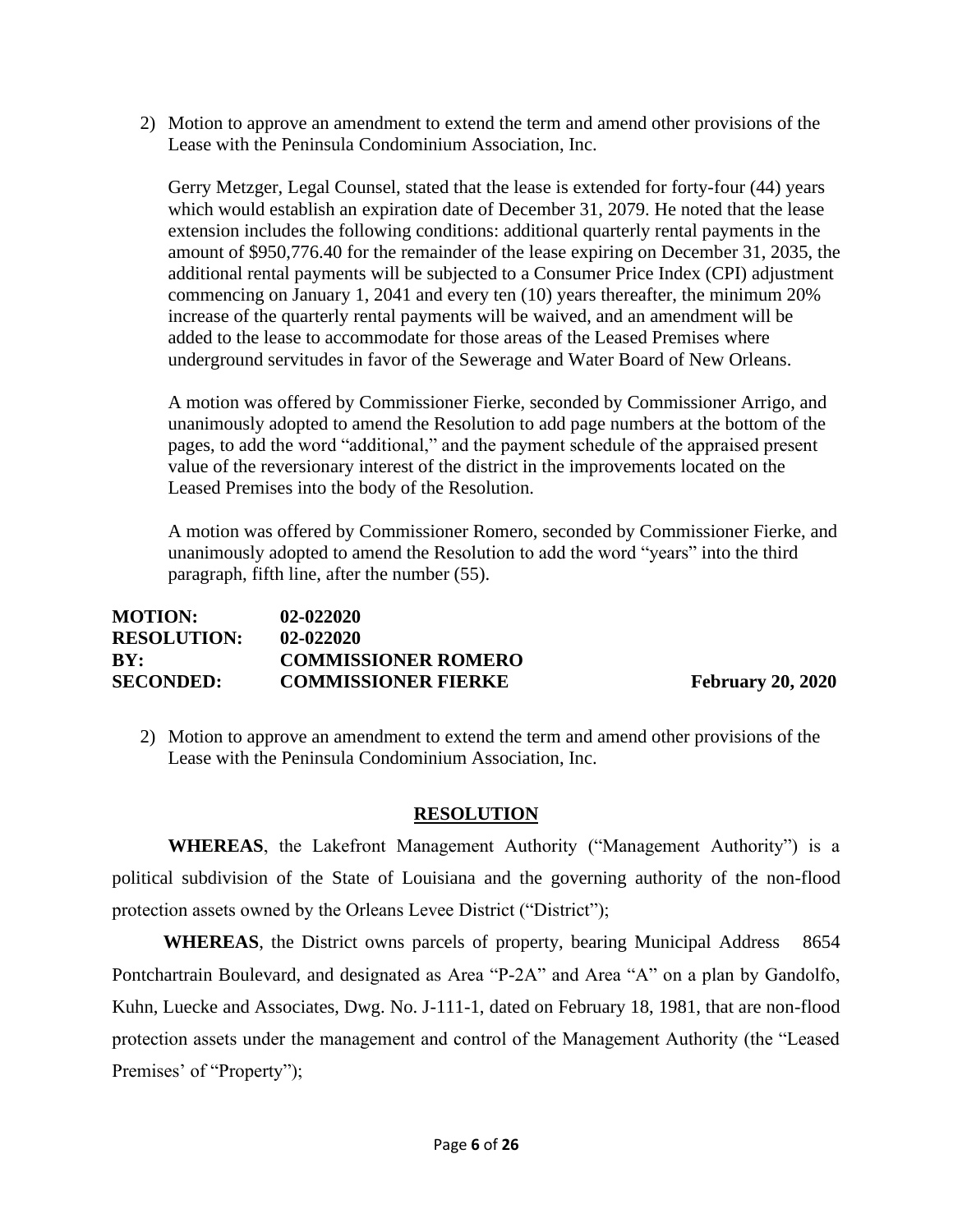2) Motion to approve an amendment to extend the term and amend other provisions of the Lease with the Peninsula Condominium Association, Inc.

   Gerry Metzger, Legal Counsel, stated that the lease is extended for forty-four (44) years which would establish an expiration date of December 31, 2079. He noted that the lease extension includes the following conditions: additional quarterly rental payments in the amount of $950,776.40 for the remainder of the lease expiring on December 31, 2035, the additional rental payments will be subjected to a Consumer Price Index (CPI) adjustment commencing on January 1, 2041 and every ten (10) years thereafter, the minimum 20% increase of the quarterly rental payments will be waived, and an amendment will be added to the lease to accommodate for those areas of the Leased Premises where underground servitudes in favor of the Sewerage and Water Board of New Orleans.

   A motion was offered by Commissioner Fierke, seconded by Commissioner Arrigo, and unanimously adopted to amend the Resolution to add page numbers at the bottom of the pages, to add the word "additional," and the payment schedule of the appraised present value of the reversionary interest of the district in the improvements located on the Leased Premises into the body of the Resolution.

   A motion was offered by Commissioner Romero, seconded by Commissioner Fierke, and unanimously adopted to amend the Resolution to add the word "years" into the third paragraph, fifth line, after the number (55).

**MOTION:** **02-022020**
**RESOLUTION:** **02-022020**
**BY:** **COMMISSIONER ROMERO**
**SECONDED:** **COMMISSIONER FIERKE** **February 20, 2020**

2) Motion to approve an amendment to extend the term and amend other provisions of the Lease with the Peninsula Condominium Association, Inc.

## RESOLUTION

**WHEREAS**, the Lakefront Management Authority ("Management Authority") is a political subdivision of the State of Louisiana and the governing authority of the non-flood protection assets owned by the Orleans Levee District ("District");

**WHEREAS**, the District owns parcels of property, bearing Municipal Address 8654 Pontchartrain Boulevard, and designated as Area "P-2A" and Area "A" on a plan by Gandolfo, Kuhn, Luecke and Associates, Dwg. No. J-111-1, dated on February 18, 1981, that are non-flood protection assets under the management and control of the Management Authority (the "Leased Premises' of "Property");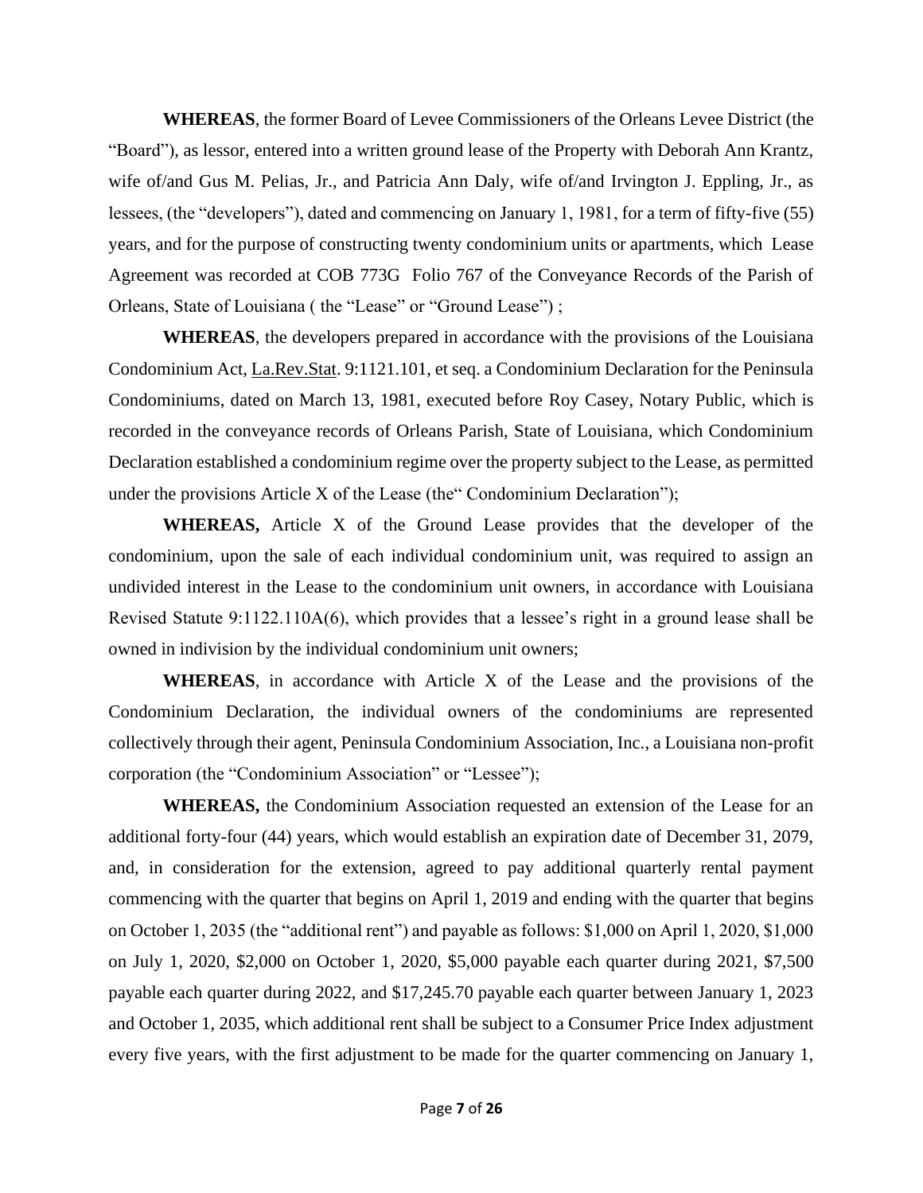**WHEREAS**, the former Board of Levee Commissioners of the Orleans Levee District (the "Board"), as lessor, entered into a written ground lease of the Property with Deborah Ann Krantz, wife of/and Gus M. Pelias, Jr., and Patricia Ann Daly, wife of/and Irvington J. Eppling, Jr., as lessees, (the "developers"), dated and commencing on January 1, 1981, for a term of fifty-five (55) years, and for the purpose of constructing twenty condominium units or apartments, which Lease Agreement was recorded at COB 773G Folio 767 of the Conveyance Records of the Parish of Orleans, State of Louisiana ( the "Lease" or "Ground Lease") ;

**WHEREAS**, the developers prepared in accordance with the provisions of the Louisiana Condominium Act, La.Rev.Stat. 9:1121.101, et seq. a Condominium Declaration for the Peninsula Condominiums, dated on March 13, 1981, executed before Roy Casey, Notary Public, which is recorded in the conveyance records of Orleans Parish, State of Louisiana, which Condominium Declaration established a condominium regime over the property subject to the Lease, as permitted under the provisions Article X of the Lease (the" Condominium Declaration");

**WHEREAS,** Article X of the Ground Lease provides that the developer of the condominium, upon the sale of each individual condominium unit, was required to assign an undivided interest in the Lease to the condominium unit owners, in accordance with Louisiana Revised Statute 9:1122.110A(6), which provides that a lessee's right in a ground lease shall be owned in indivision by the individual condominium unit owners;

**WHEREAS**, in accordance with Article X of the Lease and the provisions of the Condominium Declaration, the individual owners of the condominiums are represented collectively through their agent, Peninsula Condominium Association, Inc., a Louisiana non-profit corporation (the "Condominium Association" or "Lessee");

**WHEREAS,** the Condominium Association requested an extension of the Lease for an additional forty-four (44) years, which would establish an expiration date of December 31, 2079, and, in consideration for the extension, agreed to pay additional quarterly rental payment commencing with the quarter that begins on April 1, 2019 and ending with the quarter that begins on October 1, 2035 (the "additional rent") and payable as follows: $1,000 on April 1, 2020, $1,000 on July 1, 2020, $2,000 on October 1, 2020, $5,000 payable each quarter during 2021, $7,500 payable each quarter during 2022, and $17,245.70 payable each quarter between January 1, 2023 and October 1, 2035, which additional rent shall be subject to a Consumer Price Index adjustment every five years, with the first adjustment to be made for the quarter commencing on January 1,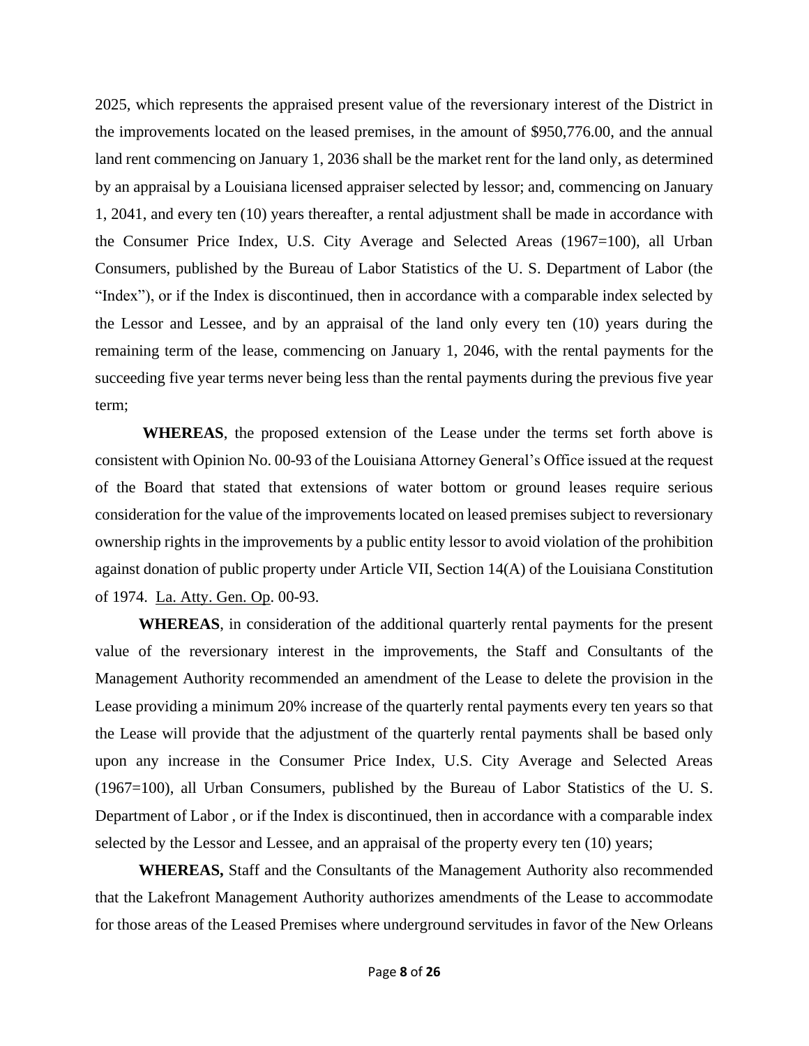2025, which represents the appraised present value of the reversionary interest of the District in the improvements located on the leased premises, in the amount of $950,776.00, and the annual land rent commencing on January 1, 2036 shall be the market rent for the land only, as determined by an appraisal by a Louisiana licensed appraiser selected by lessor; and, commencing on January 1, 2041, and every ten (10) years thereafter, a rental adjustment shall be made in accordance with the Consumer Price Index, U.S. City Average and Selected Areas (1967=100), all Urban Consumers, published by the Bureau of Labor Statistics of the U. S. Department of Labor (the "Index"), or if the Index is discontinued, then in accordance with a comparable index selected by the Lessor and Lessee, and by an appraisal of the land only every ten (10) years during the remaining term of the lease, commencing on January 1, 2046, with the rental payments for the succeeding five year terms never being less than the rental payments during the previous five year term;

**WHEREAS**, the proposed extension of the Lease under the terms set forth above is consistent with Opinion No. 00-93 of the Louisiana Attorney General's Office issued at the request of the Board that stated that extensions of water bottom or ground leases require serious consideration for the value of the improvements located on leased premises subject to reversionary ownership rights in the improvements by a public entity lessor to avoid violation of the prohibition against donation of public property under Article VII, Section 14(A) of the Louisiana Constitution of 1974. La. Atty. Gen. Op. 00-93.

**WHEREAS**, in consideration of the additional quarterly rental payments for the present value of the reversionary interest in the improvements, the Staff and Consultants of the Management Authority recommended an amendment of the Lease to delete the provision in the Lease providing a minimum 20% increase of the quarterly rental payments every ten years so that the Lease will provide that the adjustment of the quarterly rental payments shall be based only upon any increase in the Consumer Price Index, U.S. City Average and Selected Areas (1967=100), all Urban Consumers, published by the Bureau of Labor Statistics of the U. S. Department of Labor , or if the Index is discontinued, then in accordance with a comparable index selected by the Lessor and Lessee, and an appraisal of the property every ten (10) years;

**WHEREAS,** Staff and the Consultants of the Management Authority also recommended that the Lakefront Management Authority authorizes amendments of the Lease to accommodate for those areas of the Leased Premises where underground servitudes in favor of the New Orleans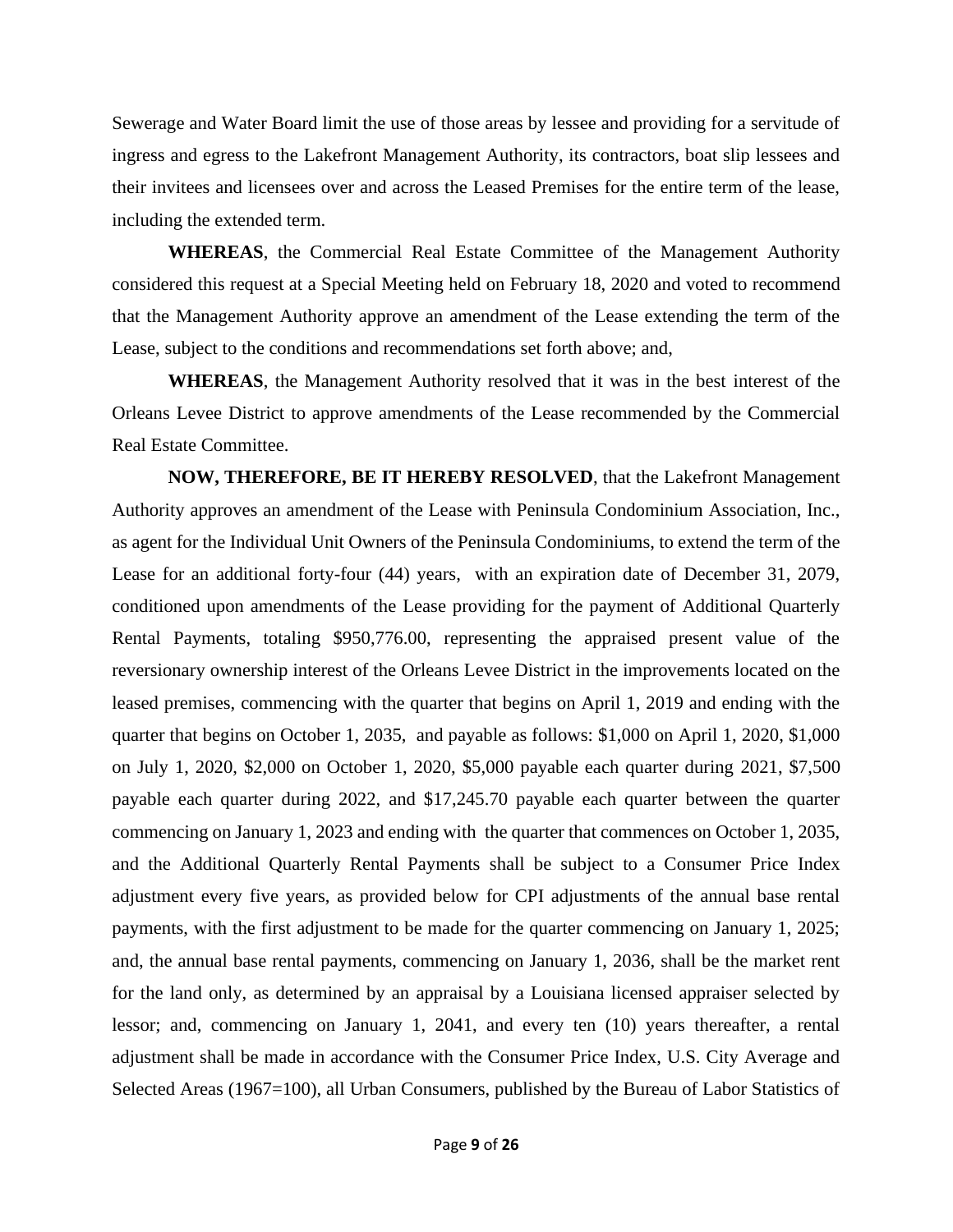Sewerage and Water Board limit the use of those areas by lessee and providing for a servitude of ingress and egress to the Lakefront Management Authority, its contractors, boat slip lessees and their invitees and licensees over and across the Leased Premises for the entire term of the lease, including the extended term.

**WHEREAS**, the Commercial Real Estate Committee of the Management Authority considered this request at a Special Meeting held on February 18, 2020 and voted to recommend that the Management Authority approve an amendment of the Lease extending the term of the Lease, subject to the conditions and recommendations set forth above; and,

**WHEREAS**, the Management Authority resolved that it was in the best interest of the Orleans Levee District to approve amendments of the Lease recommended by the Commercial Real Estate Committee.

**NOW, THEREFORE, BE IT HEREBY RESOLVED**, that the Lakefront Management Authority approves an amendment of the Lease with Peninsula Condominium Association, Inc., as agent for the Individual Unit Owners of the Peninsula Condominiums, to extend the term of the Lease for an additional forty-four (44) years, with an expiration date of December 31, 2079, conditioned upon amendments of the Lease providing for the payment of Additional Quarterly Rental Payments, totaling $950,776.00, representing the appraised present value of the reversionary ownership interest of the Orleans Levee District in the improvements located on the leased premises, commencing with the quarter that begins on April 1, 2019 and ending with the quarter that begins on October 1, 2035, and payable as follows: $1,000 on April 1, 2020, $1,000 on July 1, 2020, $2,000 on October 1, 2020, $5,000 payable each quarter during 2021, $7,500 payable each quarter during 2022, and $17,245.70 payable each quarter between the quarter commencing on January 1, 2023 and ending with the quarter that commences on October 1, 2035, and the Additional Quarterly Rental Payments shall be subject to a Consumer Price Index adjustment every five years, as provided below for CPI adjustments of the annual base rental payments, with the first adjustment to be made for the quarter commencing on January 1, 2025; and, the annual base rental payments, commencing on January 1, 2036, shall be the market rent for the land only, as determined by an appraisal by a Louisiana licensed appraiser selected by lessor; and, commencing on January 1, 2041, and every ten (10) years thereafter, a rental adjustment shall be made in accordance with the Consumer Price Index, U.S. City Average and Selected Areas (1967=100), all Urban Consumers, published by the Bureau of Labor Statistics of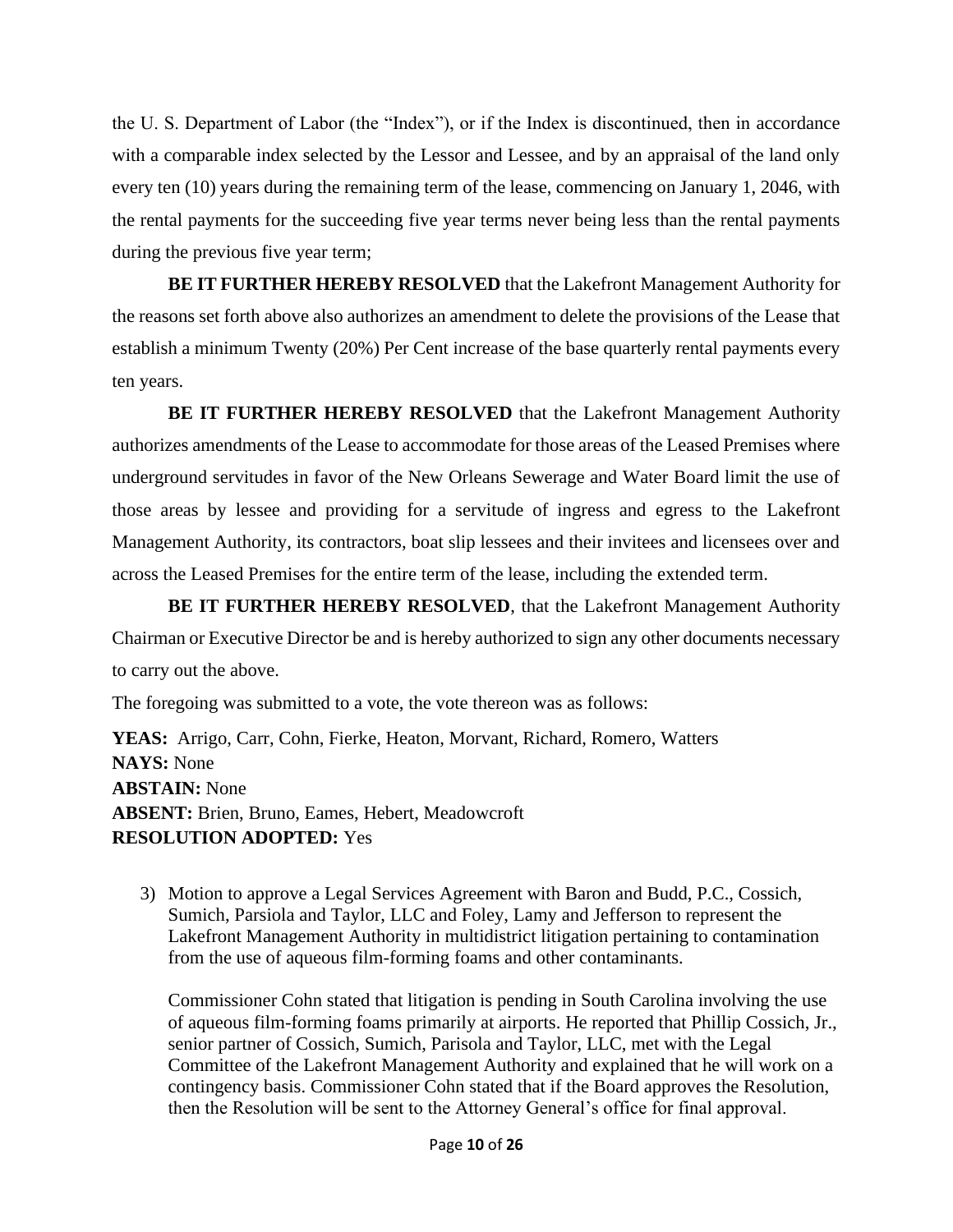the U. S. Department of Labor (the "Index"), or if the Index is discontinued, then in accordance with a comparable index selected by the Lessor and Lessee, and by an appraisal of the land only every ten (10) years during the remaining term of the lease, commencing on January 1, 2046, with the rental payments for the succeeding five year terms never being less than the rental payments during the previous five year term;

**BE IT FURTHER HEREBY RESOLVED** that the Lakefront Management Authority for the reasons set forth above also authorizes an amendment to delete the provisions of the Lease that establish a minimum Twenty (20%) Per Cent increase of the base quarterly rental payments every ten years.

**BE IT FURTHER HEREBY RESOLVED** that the Lakefront Management Authority authorizes amendments of the Lease to accommodate for those areas of the Leased Premises where underground servitudes in favor of the New Orleans Sewerage and Water Board limit the use of those areas by lessee and providing for a servitude of ingress and egress to the Lakefront Management Authority, its contractors, boat slip lessees and their invitees and licensees over and across the Leased Premises for the entire term of the lease, including the extended term.

**BE IT FURTHER HEREBY RESOLVED**, that the Lakefront Management Authority Chairman or Executive Director be and is hereby authorized to sign any other documents necessary to carry out the above.

The foregoing was submitted to a vote, the vote thereon was as follows:

**YEAS:** Arrigo, Carr, Cohn, Fierke, Heaton, Morvant, Richard, Romero, Watters
**NAYS:** None
**ABSTAIN:** None
**ABSENT:** Brien, Bruno, Eames, Hebert, Meadowcroft
**RESOLUTION ADOPTED:** Yes

3) Motion to approve a Legal Services Agreement with Baron and Budd, P.C., Cossich, Sumich, Parsiola and Taylor, LLC and Foley, Lamy and Jefferson to represent the Lakefront Management Authority in multidistrict litigation pertaining to contamination from the use of aqueous film-forming foams and other contaminants.

   Commissioner Cohn stated that litigation is pending in South Carolina involving the use of aqueous film-forming foams primarily at airports. He reported that Phillip Cossich, Jr., senior partner of Cossich, Sumich, Parisola and Taylor, LLC, met with the Legal Committee of the Lakefront Management Authority and explained that he will work on a contingency basis. Commissioner Cohn stated that if the Board approves the Resolution, then the Resolution will be sent to the Attorney General's office for final approval.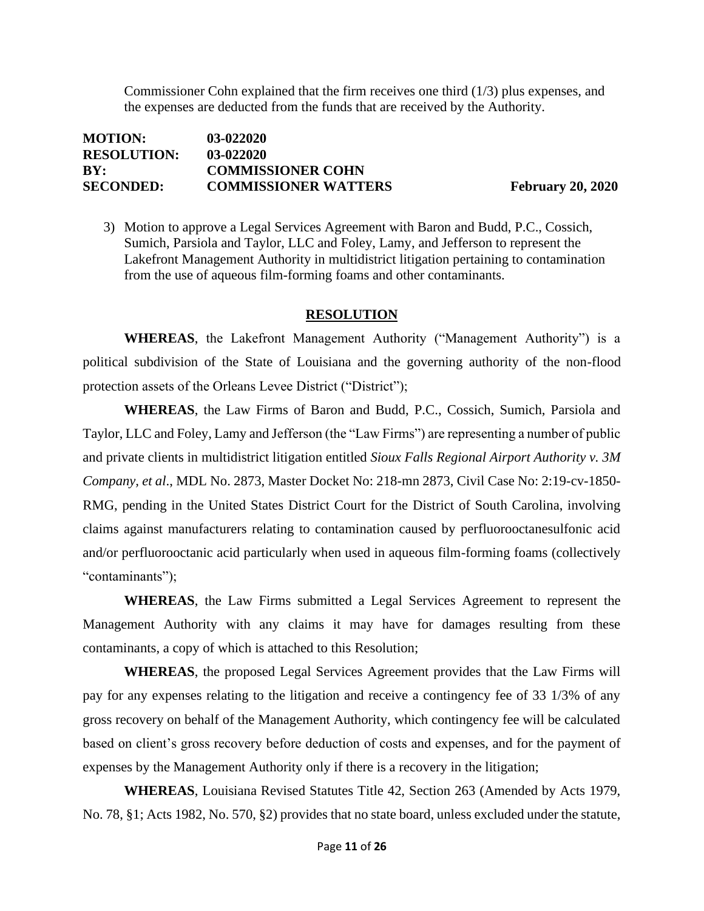Commissioner Cohn explained that the firm receives one third (1/3) plus expenses, and the expenses are deducted from the funds that are received by the Authority.

| | | |
|---|---|---|
| **MOTION:** | **03-022020** | |
| **RESOLUTION:** | **03-022020** | |
| **BY:** | **COMMISSIONER COHN** | |
| **SECONDED:** | **COMMISSIONER WATTERS** | **February 20, 2020** |

3) Motion to approve a Legal Services Agreement with Baron and Budd, P.C., Cossich, Sumich, Parsiola and Taylor, LLC and Foley, Lamy, and Jefferson to represent the Lakefront Management Authority in multidistrict litigation pertaining to contamination from the use of aqueous film-forming foams and other contaminants.

**RESOLUTION**

**WHEREAS**, the Lakefront Management Authority ("Management Authority") is a political subdivision of the State of Louisiana and the governing authority of the non-flood protection assets of the Orleans Levee District ("District");

**WHEREAS**, the Law Firms of Baron and Budd, P.C., Cossich, Sumich, Parsiola and Taylor, LLC and Foley, Lamy and Jefferson (the "Law Firms") are representing a number of public and private clients in multidistrict litigation entitled *Sioux Falls Regional Airport Authority v. 3M Company, et al*., MDL No. 2873, Master Docket No: 218-mn 2873, Civil Case No: 2:19-cv-1850-RMG, pending in the United States District Court for the District of South Carolina, involving claims against manufacturers relating to contamination caused by perfluorooctanesulfonic acid and/or perfluorooctanic acid particularly when used in aqueous film-forming foams (collectively "contaminants");

**WHEREAS**, the Law Firms submitted a Legal Services Agreement to represent the Management Authority with any claims it may have for damages resulting from these contaminants, a copy of which is attached to this Resolution;

**WHEREAS**, the proposed Legal Services Agreement provides that the Law Firms will pay for any expenses relating to the litigation and receive a contingency fee of 33 1/3% of any gross recovery on behalf of the Management Authority, which contingency fee will be calculated based on client's gross recovery before deduction of costs and expenses, and for the payment of expenses by the Management Authority only if there is a recovery in the litigation;

**WHEREAS**, Louisiana Revised Statutes Title 42, Section 263 (Amended by Acts 1979, No. 78, §1; Acts 1982, No. 570, §2) provides that no state board, unless excluded under the statute,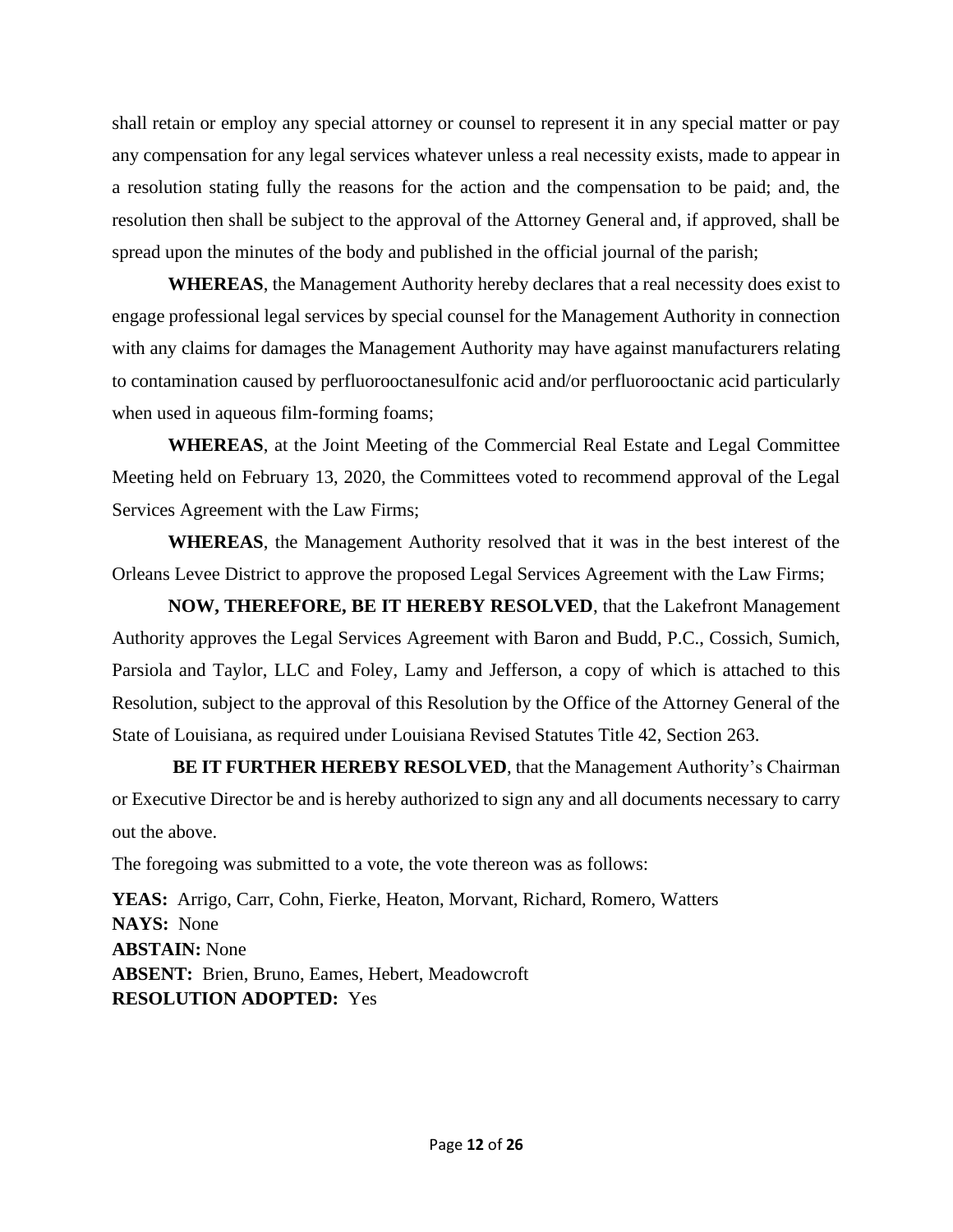shall retain or employ any special attorney or counsel to represent it in any special matter or pay any compensation for any legal services whatever unless a real necessity exists, made to appear in a resolution stating fully the reasons for the action and the compensation to be paid; and, the resolution then shall be subject to the approval of the Attorney General and, if approved, shall be spread upon the minutes of the body and published in the official journal of the parish;

**WHEREAS**, the Management Authority hereby declares that a real necessity does exist to engage professional legal services by special counsel for the Management Authority in connection with any claims for damages the Management Authority may have against manufacturers relating to contamination caused by perfluorooctanesulfonic acid and/or perfluorooctanic acid particularly when used in aqueous film-forming foams;

**WHEREAS**, at the Joint Meeting of the Commercial Real Estate and Legal Committee Meeting held on February 13, 2020, the Committees voted to recommend approval of the Legal Services Agreement with the Law Firms;

**WHEREAS**, the Management Authority resolved that it was in the best interest of the Orleans Levee District to approve the proposed Legal Services Agreement with the Law Firms;

**NOW, THEREFORE, BE IT HEREBY RESOLVED**, that the Lakefront Management Authority approves the Legal Services Agreement with Baron and Budd, P.C., Cossich, Sumich, Parsiola and Taylor, LLC and Foley, Lamy and Jefferson, a copy of which is attached to this Resolution, subject to the approval of this Resolution by the Office of the Attorney General of the State of Louisiana, as required under Louisiana Revised Statutes Title 42, Section 263.

**BE IT FURTHER HEREBY RESOLVED**, that the Management Authority's Chairman or Executive Director be and is hereby authorized to sign any and all documents necessary to carry out the above.

The foregoing was submitted to a vote, the vote thereon was as follows:

**YEAS:** Arrigo, Carr, Cohn, Fierke, Heaton, Morvant, Richard, Romero, Watters
**NAYS:** None
**ABSTAIN:** None
**ABSENT:** Brien, Bruno, Eames, Hebert, Meadowcroft
**RESOLUTION ADOPTED:** Yes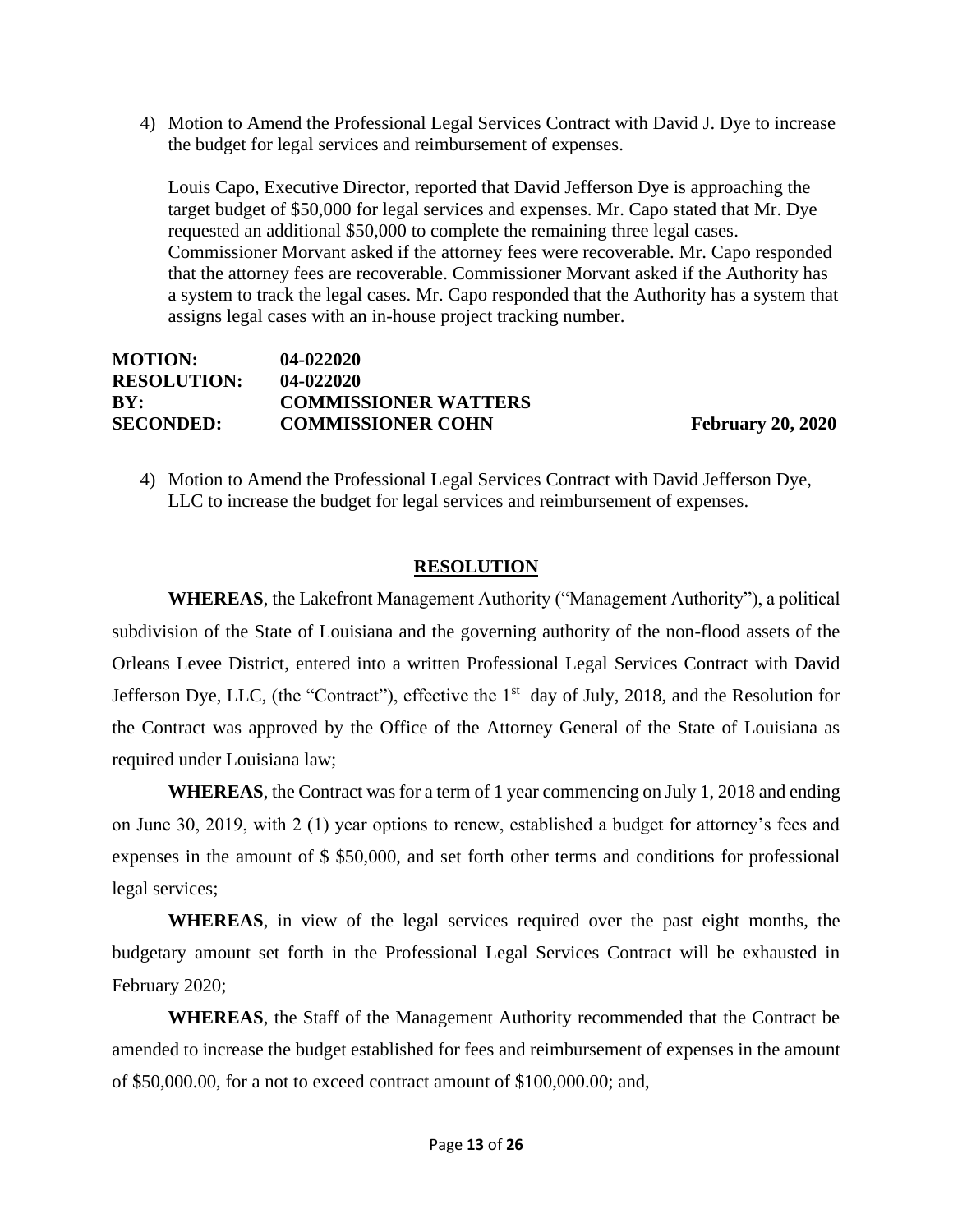4) Motion to Amend the Professional Legal Services Contract with David J. Dye to increase the budget for legal services and reimbursement of expenses.

Louis Capo, Executive Director, reported that David Jefferson Dye is approaching the target budget of $50,000 for legal services and expenses. Mr. Capo stated that Mr. Dye requested an additional $50,000 to complete the remaining three legal cases. Commissioner Morvant asked if the attorney fees were recoverable. Mr. Capo responded that the attorney fees are recoverable. Commissioner Morvant asked if the Authority has a system to track the legal cases. Mr. Capo responded that the Authority has a system that assigns legal cases with an in-house project tracking number.

**MOTION:** **04-022020**
**RESOLUTION:** **04-022020**
**BY:** **COMMISSIONER WATTERS**
**SECONDED:** **COMMISSIONER COHN** **February 20, 2020**

4) Motion to Amend the Professional Legal Services Contract with David Jefferson Dye, LLC to increase the budget for legal services and reimbursement of expenses.

## RESOLUTION

**WHEREAS**, the Lakefront Management Authority ("Management Authority"), a political subdivision of the State of Louisiana and the governing authority of the non-flood assets of the Orleans Levee District, entered into a written Professional Legal Services Contract with David Jefferson Dye, LLC, (the "Contract"), effective the 1st day of July, 2018, and the Resolution for the Contract was approved by the Office of the Attorney General of the State of Louisiana as required under Louisiana law;

**WHEREAS**, the Contract was for a term of 1 year commencing on July 1, 2018 and ending on June 30, 2019, with 2 (1) year options to renew, established a budget for attorney's fees and expenses in the amount of $ $50,000, and set forth other terms and conditions for professional legal services;

**WHEREAS**, in view of the legal services required over the past eight months, the budgetary amount set forth in the Professional Legal Services Contract will be exhausted in February 2020;

**WHEREAS**, the Staff of the Management Authority recommended that the Contract be amended to increase the budget established for fees and reimbursement of expenses in the amount of $50,000.00, for a not to exceed contract amount of $100,000.00; and,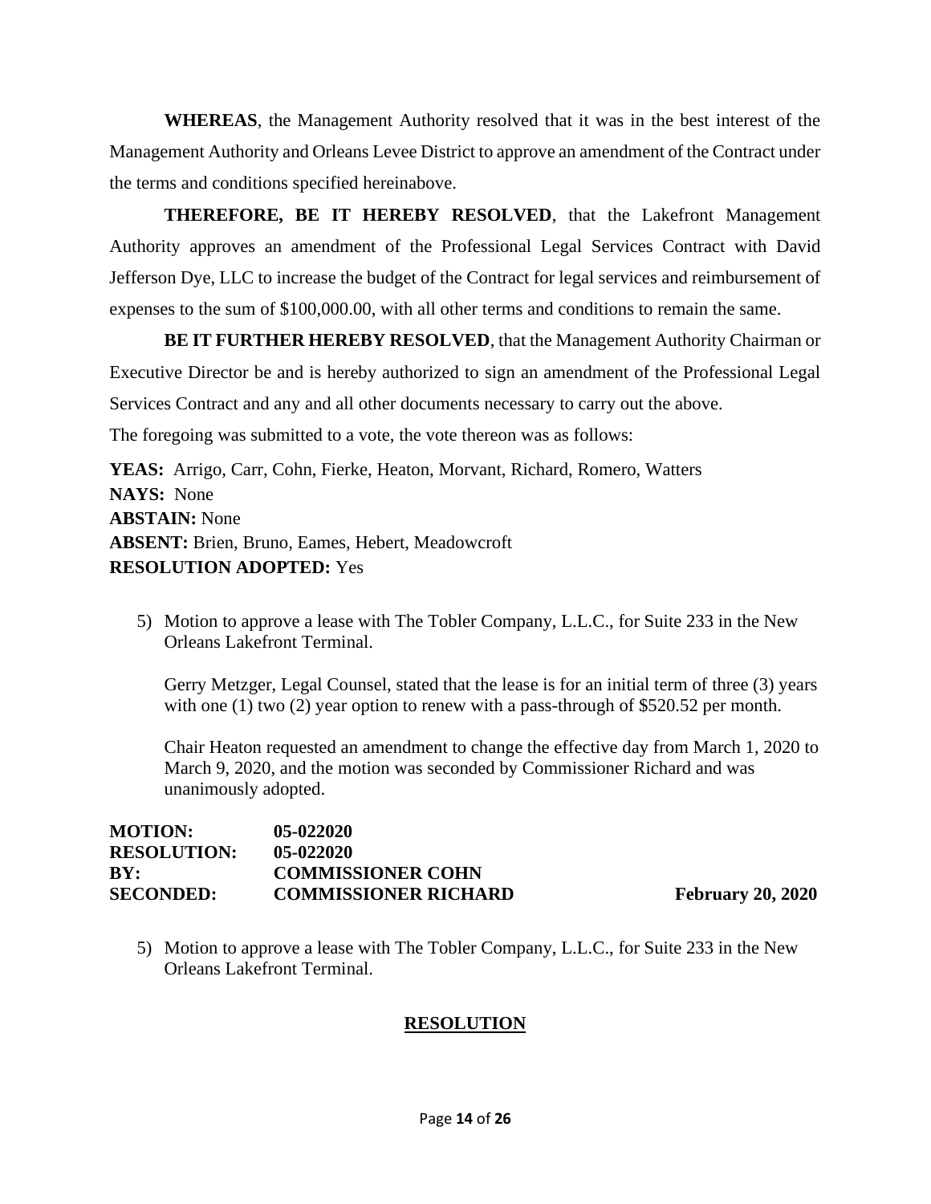**WHEREAS**, the Management Authority resolved that it was in the best interest of the Management Authority and Orleans Levee District to approve an amendment of the Contract under the terms and conditions specified hereinabove.

**THEREFORE, BE IT HEREBY RESOLVED**, that the Lakefront Management Authority approves an amendment of the Professional Legal Services Contract with David Jefferson Dye, LLC to increase the budget of the Contract for legal services and reimbursement of expenses to the sum of $100,000.00, with all other terms and conditions to remain the same.

**BE IT FURTHER HEREBY RESOLVED**, that the Management Authority Chairman or Executive Director be and is hereby authorized to sign an amendment of the Professional Legal Services Contract and any and all other documents necessary to carry out the above.

The foregoing was submitted to a vote, the vote thereon was as follows:

**YEAS:** Arrigo, Carr, Cohn, Fierke, Heaton, Morvant, Richard, Romero, Watters
**NAYS:** None
**ABSTAIN:** None
**ABSENT:** Brien, Bruno, Eames, Hebert, Meadowcroft
**RESOLUTION ADOPTED:** Yes

5) Motion to approve a lease with The Tobler Company, L.L.C., for Suite 233 in the New Orleans Lakefront Terminal.

   Gerry Metzger, Legal Counsel, stated that the lease is for an initial term of three (3) years with one (1) two (2) year option to renew with a pass-through of $520.52 per month.

   Chair Heaton requested an amendment to change the effective day from March 1, 2020 to March 9, 2020, and the motion was seconded by Commissioner Richard and was unanimously adopted.

**MOTION:** 05-022020
**RESOLUTION:** 05-022020
**BY:** COMMISSIONER COHN
**SECONDED:** COMMISSIONER RICHARD **February 20, 2020**

5) Motion to approve a lease with The Tobler Company, L.L.C., for Suite 233 in the New Orleans Lakefront Terminal.

**RESOLUTION**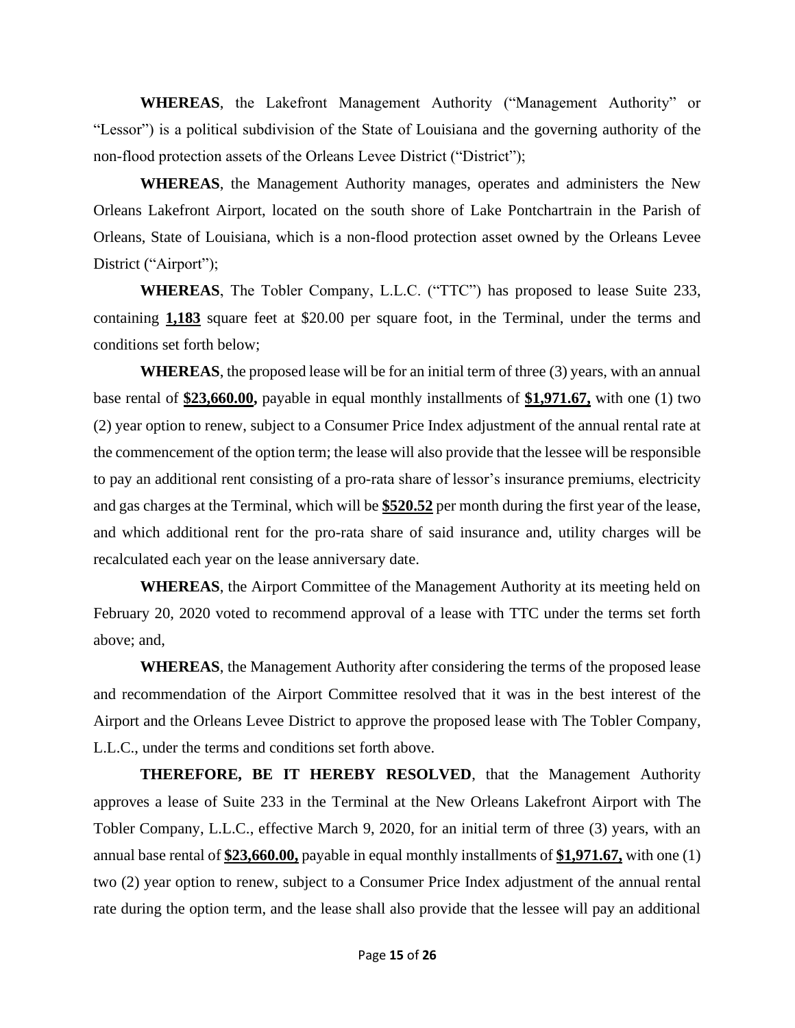**WHEREAS**, the Lakefront Management Authority ("Management Authority" or "Lessor") is a political subdivision of the State of Louisiana and the governing authority of the non-flood protection assets of the Orleans Levee District ("District");

**WHEREAS**, the Management Authority manages, operates and administers the New Orleans Lakefront Airport, located on the south shore of Lake Pontchartrain in the Parish of Orleans, State of Louisiana, which is a non-flood protection asset owned by the Orleans Levee District ("Airport");

**WHEREAS**, The Tobler Company, L.L.C. ("TTC") has proposed to lease Suite 233, containing **1,183** square feet at $20.00 per square foot, in the Terminal, under the terms and conditions set forth below;

**WHEREAS**, the proposed lease will be for an initial term of three (3) years, with an annual base rental of **$23,660.00,** payable in equal monthly installments of **$1,971.67,** with one (1) two (2) year option to renew, subject to a Consumer Price Index adjustment of the annual rental rate at the commencement of the option term; the lease will also provide that the lessee will be responsible to pay an additional rent consisting of a pro-rata share of lessor's insurance premiums, electricity and gas charges at the Terminal, which will be **$520.52** per month during the first year of the lease, and which additional rent for the pro-rata share of said insurance and, utility charges will be recalculated each year on the lease anniversary date.

**WHEREAS**, the Airport Committee of the Management Authority at its meeting held on February 20, 2020 voted to recommend approval of a lease with TTC under the terms set forth above; and,

**WHEREAS**, the Management Authority after considering the terms of the proposed lease and recommendation of the Airport Committee resolved that it was in the best interest of the Airport and the Orleans Levee District to approve the proposed lease with The Tobler Company, L.L.C., under the terms and conditions set forth above.

**THEREFORE, BE IT HEREBY RESOLVED**, that the Management Authority approves a lease of Suite 233 in the Terminal at the New Orleans Lakefront Airport with The Tobler Company, L.L.C., effective March 9, 2020, for an initial term of three (3) years, with an annual base rental of **$23,660.00,** payable in equal monthly installments of **$1,971.67,** with one (1) two (2) year option to renew, subject to a Consumer Price Index adjustment of the annual rental rate during the option term, and the lease shall also provide that the lessee will pay an additional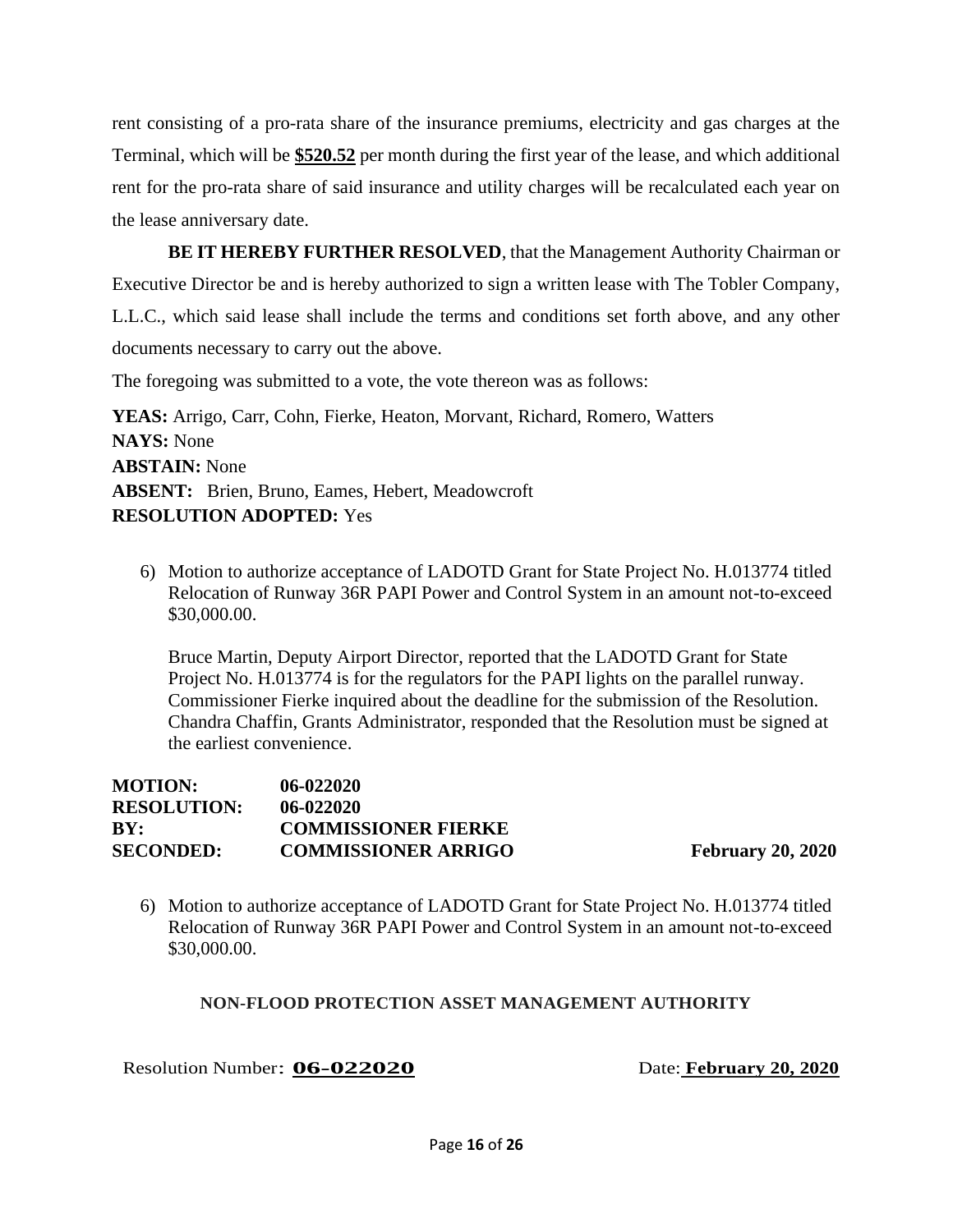rent consisting of a pro-rata share of the insurance premiums, electricity and gas charges at the Terminal, which will be **$520.52** per month during the first year of the lease, and which additional rent for the pro-rata share of said insurance and utility charges will be recalculated each year on the lease anniversary date.

**BE IT HEREBY FURTHER RESOLVED**, that the Management Authority Chairman or Executive Director be and is hereby authorized to sign a written lease with The Tobler Company, L.L.C., which said lease shall include the terms and conditions set forth above, and any other documents necessary to carry out the above.

The foregoing was submitted to a vote, the vote thereon was as follows:

**YEAS:** Arrigo, Carr, Cohn, Fierke, Heaton, Morvant, Richard, Romero, Watters
**NAYS:** None
**ABSTAIN:** None
**ABSENT:** Brien, Bruno, Eames, Hebert, Meadowcroft
**RESOLUTION ADOPTED:** Yes

6) Motion to authorize acceptance of LADOTD Grant for State Project No. H.013774 titled Relocation of Runway 36R PAPI Power and Control System in an amount not-to-exceed $30,000.00.

   Bruce Martin, Deputy Airport Director, reported that the LADOTD Grant for State Project No. H.013774 is for the regulators for the PAPI lights on the parallel runway. Commissioner Fierke inquired about the deadline for the submission of the Resolution. Chandra Chaffin, Grants Administrator, responded that the Resolution must be signed at the earliest convenience.

**MOTION:** 06-022020
**RESOLUTION:** 06-022020
**BY:** COMMISSIONER FIERKE
**SECONDED:** COMMISSIONER ARRIGO **February 20, 2020**

6) Motion to authorize acceptance of LADOTD Grant for State Project No. H.013774 titled Relocation of Runway 36R PAPI Power and Control System in an amount not-to-exceed $30,000.00.

**NON-FLOOD PROTECTION ASSET MANAGEMENT AUTHORITY**

Resolution Number: **06-022020** Date: **February 20, 2020**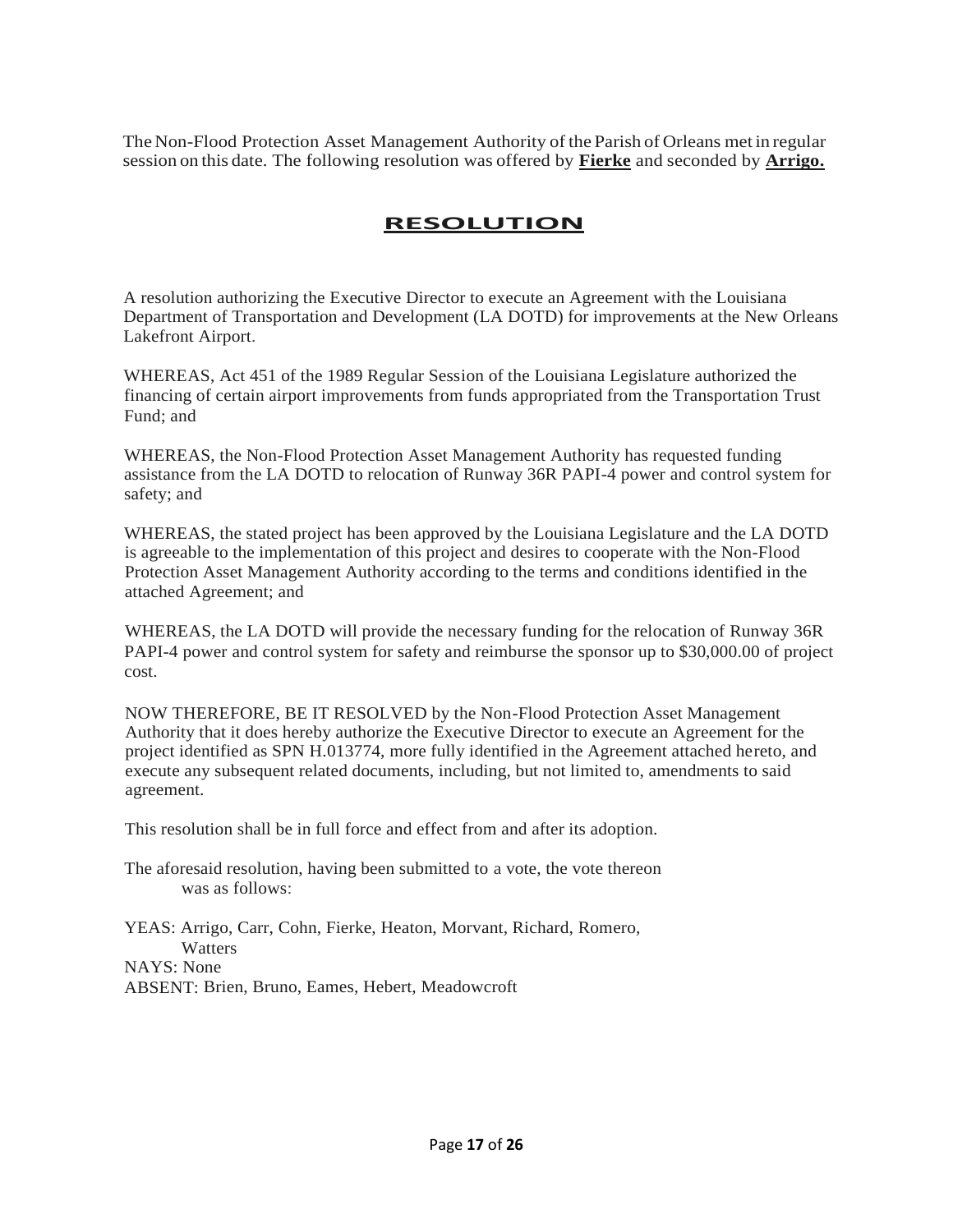The Non-Flood Protection Asset Management Authority of the Parish of Orleans met in regular session on this date. The following resolution was offered by **Fierke** and seconded by **Arrigo.**

# RESOLUTION

A resolution authorizing the Executive Director to execute an Agreement with the Louisiana Department of Transportation and Development (LA DOTD) for improvements at the New Orleans Lakefront Airport.

WHEREAS, Act 451 of the 1989 Regular Session of the Louisiana Legislature authorized the financing of certain airport improvements from funds appropriated from the Transportation Trust Fund; and

WHEREAS, the Non-Flood Protection Asset Management Authority has requested funding assistance from the LA DOTD to relocation of Runway 36R PAPI-4 power and control system for safety; and

WHEREAS, the stated project has been approved by the Louisiana Legislature and the LA DOTD is agreeable to the implementation of this project and desires to cooperate with the Non-Flood Protection Asset Management Authority according to the terms and conditions identified in the attached Agreement; and

WHEREAS, the LA DOTD will provide the necessary funding for the relocation of Runway 36R PAPI-4 power and control system for safety and reimburse the sponsor up to $30,000.00 of project cost.

NOW THEREFORE, BE IT RESOLVED by the Non-Flood Protection Asset Management Authority that it does hereby authorize the Executive Director to execute an Agreement for the project identified as SPN H.013774, more fully identified in the Agreement attached hereto, and execute any subsequent related documents, including, but not limited to, amendments to said agreement.

This resolution shall be in full force and effect from and after its adoption.

The aforesaid resolution, having been submitted to a vote, the vote thereon was as follows:

YEAS: Arrigo, Carr, Cohn, Fierke, Heaton, Morvant, Richard, Romero, Watters
NAYS: None
ABSENT: Brien, Bruno, Eames, Hebert, Meadowcroft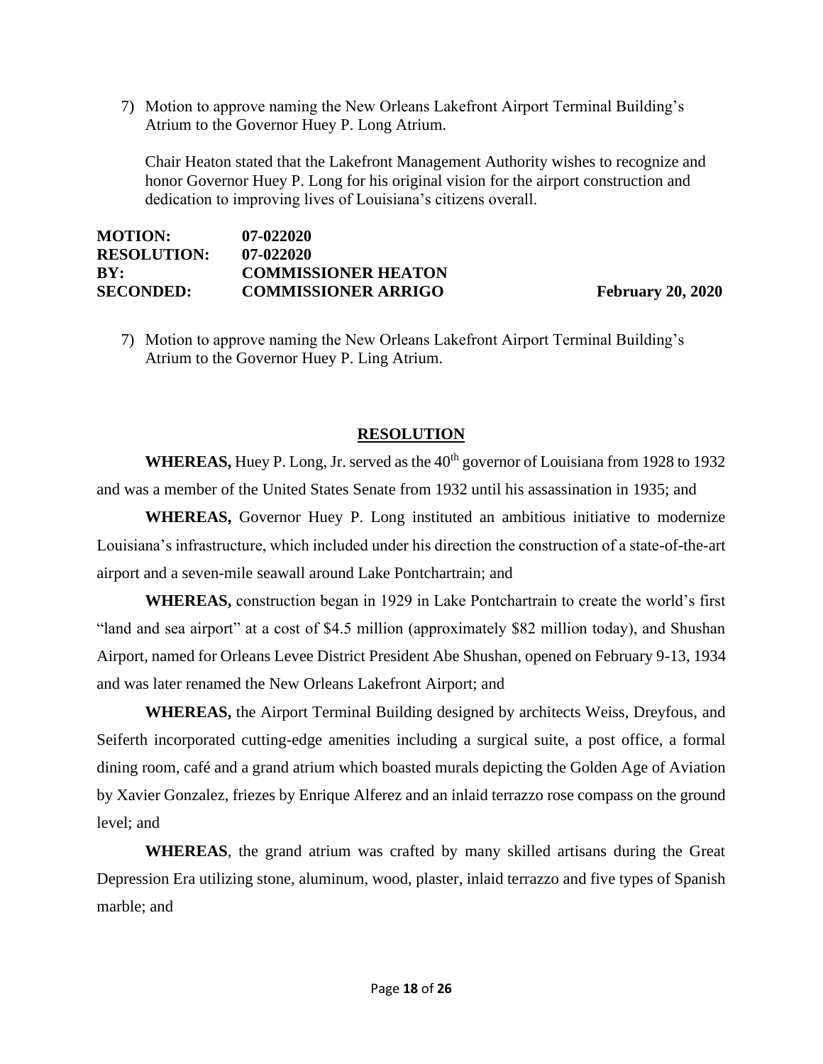7) Motion to approve naming the New Orleans Lakefront Airport Terminal Building's Atrium to the Governor Huey P. Long Atrium.

Chair Heaton stated that the Lakefront Management Authority wishes to recognize and honor Governor Huey P. Long for his original vision for the airport construction and dedication to improving lives of Louisiana's citizens overall.

**MOTION:** **07-022020**
**RESOLUTION:** **07-022020**
**BY:** **COMMISSIONER HEATON**
**SECONDED:** **COMMISSIONER ARRIGO** **February 20, 2020**

7) Motion to approve naming the New Orleans Lakefront Airport Terminal Building's Atrium to the Governor Huey P. Ling Atrium.

## RESOLUTION

**WHEREAS,** Huey P. Long, Jr. served as the 40th governor of Louisiana from 1928 to 1932 and was a member of the United States Senate from 1932 until his assassination in 1935; and

**WHEREAS,** Governor Huey P. Long instituted an ambitious initiative to modernize Louisiana's infrastructure, which included under his direction the construction of a state-of-the-art airport and a seven-mile seawall around Lake Pontchartrain; and

**WHEREAS,** construction began in 1929 in Lake Pontchartrain to create the world's first "land and sea airport" at a cost of $4.5 million (approximately $82 million today), and Shushan Airport, named for Orleans Levee District President Abe Shushan, opened on February 9-13, 1934 and was later renamed the New Orleans Lakefront Airport; and

**WHEREAS,** the Airport Terminal Building designed by architects Weiss, Dreyfous, and Seiferth incorporated cutting-edge amenities including a surgical suite, a post office, a formal dining room, café and a grand atrium which boasted murals depicting the Golden Age of Aviation by Xavier Gonzalez, friezes by Enrique Alferez and an inlaid terrazzo rose compass on the ground level; and

**WHEREAS**, the grand atrium was crafted by many skilled artisans during the Great Depression Era utilizing stone, aluminum, wood, plaster, inlaid terrazzo and five types of Spanish marble; and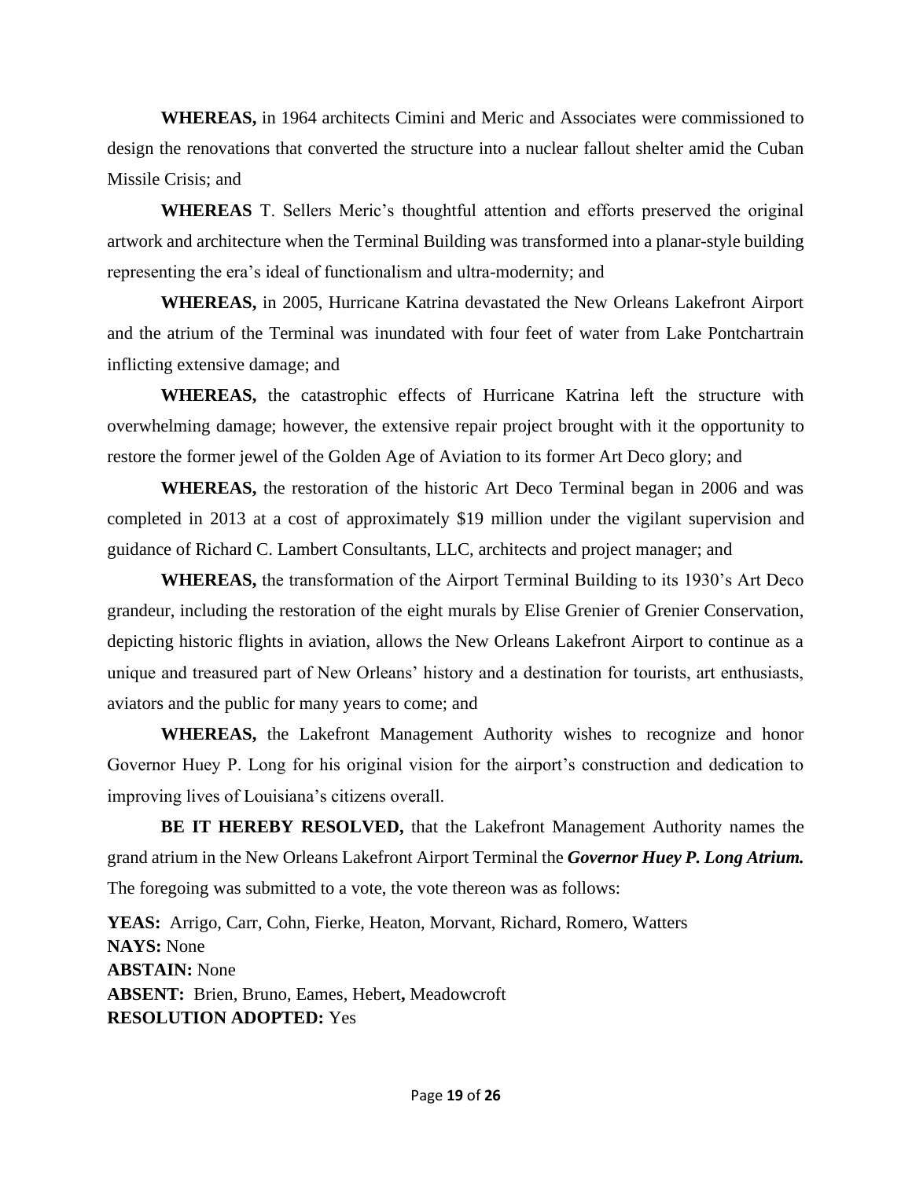**WHEREAS,** in 1964 architects Cimini and Meric and Associates were commissioned to design the renovations that converted the structure into a nuclear fallout shelter amid the Cuban Missile Crisis; and

**WHEREAS** T. Sellers Meric's thoughtful attention and efforts preserved the original artwork and architecture when the Terminal Building was transformed into a planar-style building representing the era's ideal of functionalism and ultra-modernity; and

**WHEREAS,** in 2005, Hurricane Katrina devastated the New Orleans Lakefront Airport and the atrium of the Terminal was inundated with four feet of water from Lake Pontchartrain inflicting extensive damage; and

**WHEREAS,** the catastrophic effects of Hurricane Katrina left the structure with overwhelming damage; however, the extensive repair project brought with it the opportunity to restore the former jewel of the Golden Age of Aviation to its former Art Deco glory; and

**WHEREAS,** the restoration of the historic Art Deco Terminal began in 2006 and was completed in 2013 at a cost of approximately $19 million under the vigilant supervision and guidance of Richard C. Lambert Consultants, LLC, architects and project manager; and

**WHEREAS,** the transformation of the Airport Terminal Building to its 1930's Art Deco grandeur, including the restoration of the eight murals by Elise Grenier of Grenier Conservation, depicting historic flights in aviation, allows the New Orleans Lakefront Airport to continue as a unique and treasured part of New Orleans' history and a destination for tourists, art enthusiasts, aviators and the public for many years to come; and

**WHEREAS,** the Lakefront Management Authority wishes to recognize and honor Governor Huey P. Long for his original vision for the airport's construction and dedication to improving lives of Louisiana's citizens overall.

**BE IT HEREBY RESOLVED,** that the Lakefront Management Authority names the grand atrium in the New Orleans Lakefront Airport Terminal the ***Governor Huey P. Long Atrium.***
The foregoing was submitted to a vote, the vote thereon was as follows:

**YEAS:** Arrigo, Carr, Cohn, Fierke, Heaton, Morvant, Richard, Romero, Watters
**NAYS:** None
**ABSTAIN:** None
**ABSENT:** Brien, Bruno, Eames, Hebert, Meadowcroft
**RESOLUTION ADOPTED:** Yes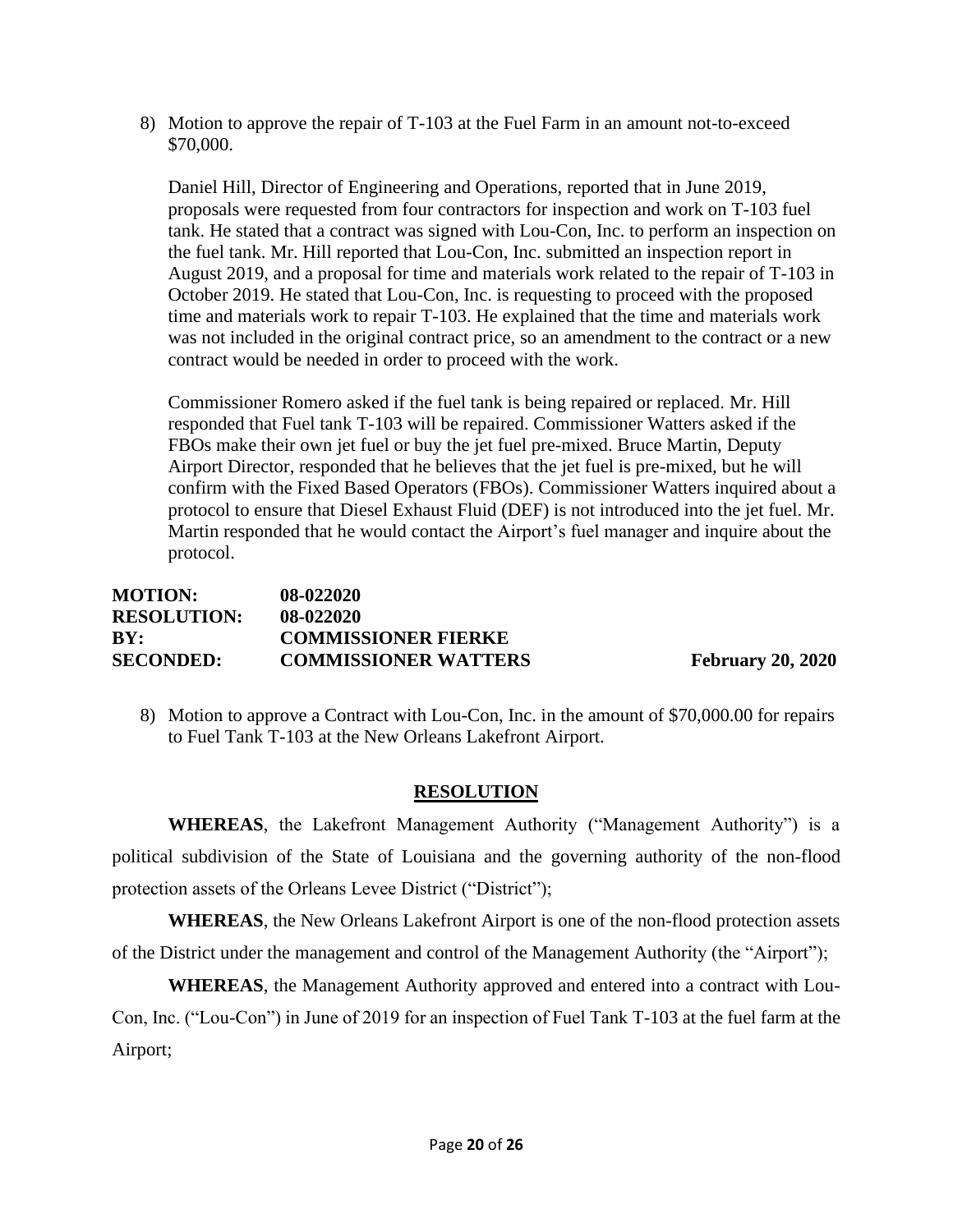8) Motion to approve the repair of T-103 at the Fuel Farm in an amount not-to-exceed $70,000.

   Daniel Hill, Director of Engineering and Operations, reported that in June 2019, proposals were requested from four contractors for inspection and work on T-103 fuel tank. He stated that a contract was signed with Lou-Con, Inc. to perform an inspection on the fuel tank. Mr. Hill reported that Lou-Con, Inc. submitted an inspection report in August 2019, and a proposal for time and materials work related to the repair of T-103 in October 2019. He stated that Lou-Con, Inc. is requesting to proceed with the proposed time and materials work to repair T-103. He explained that the time and materials work was not included in the original contract price, so an amendment to the contract or a new contract would be needed in order to proceed with the work.

   Commissioner Romero asked if the fuel tank is being repaired or replaced. Mr. Hill responded that Fuel tank T-103 will be repaired. Commissioner Watters asked if the FBOs make their own jet fuel or buy the jet fuel pre-mixed. Bruce Martin, Deputy Airport Director, responded that he believes that the jet fuel is pre-mixed, but he will confirm with the Fixed Based Operators (FBOs). Commissioner Watters inquired about a protocol to ensure that Diesel Exhaust Fluid (DEF) is not introduced into the jet fuel. Mr. Martin responded that he would contact the Airport's fuel manager and inquire about the protocol.

**MOTION:** 08-022020
**RESOLUTION:** 08-022020
**BY:** COMMISSIONER FIERKE
**SECONDED:** COMMISSIONER WATTERS **February 20, 2020**

8) Motion to approve a Contract with Lou-Con, Inc. in the amount of $70,000.00 for repairs to Fuel Tank T-103 at the New Orleans Lakefront Airport.

## RESOLUTION

**WHEREAS**, the Lakefront Management Authority ("Management Authority") is a political subdivision of the State of Louisiana and the governing authority of the non-flood protection assets of the Orleans Levee District ("District");

**WHEREAS**, the New Orleans Lakefront Airport is one of the non-flood protection assets of the District under the management and control of the Management Authority (the "Airport");

**WHEREAS**, the Management Authority approved and entered into a contract with Lou-Con, Inc. ("Lou-Con") in June of 2019 for an inspection of Fuel Tank T-103 at the fuel farm at the Airport;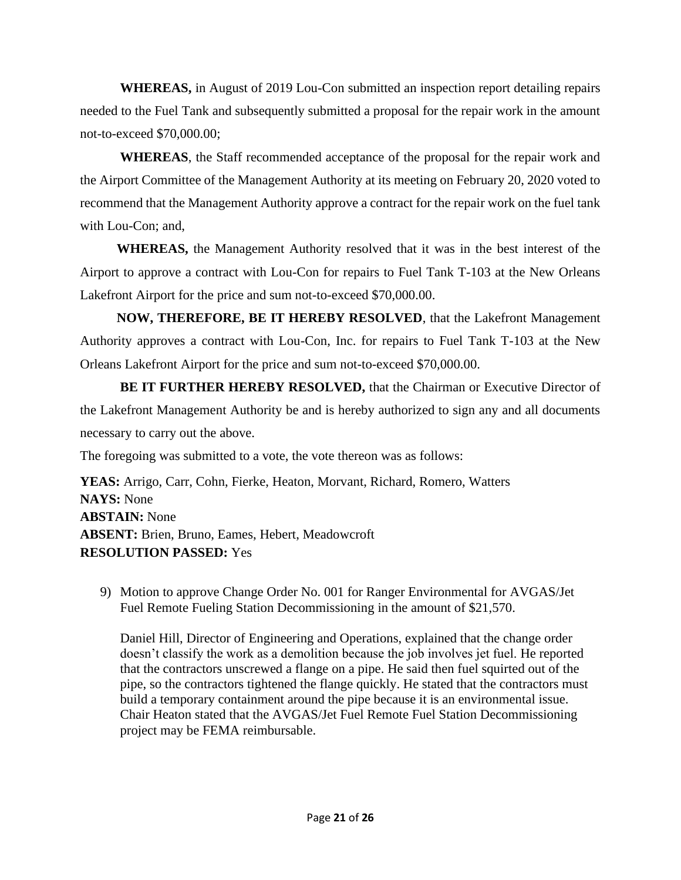**WHEREAS,** in August of 2019 Lou-Con submitted an inspection report detailing repairs needed to the Fuel Tank and subsequently submitted a proposal for the repair work in the amount not-to-exceed $70,000.00;

**WHEREAS**, the Staff recommended acceptance of the proposal for the repair work and the Airport Committee of the Management Authority at its meeting on February 20, 2020 voted to recommend that the Management Authority approve a contract for the repair work on the fuel tank with Lou-Con; and,

**WHEREAS,** the Management Authority resolved that it was in the best interest of the Airport to approve a contract with Lou-Con for repairs to Fuel Tank T-103 at the New Orleans Lakefront Airport for the price and sum not-to-exceed $70,000.00.

**NOW, THEREFORE, BE IT HEREBY RESOLVED**, that the Lakefront Management Authority approves a contract with Lou-Con, Inc. for repairs to Fuel Tank T-103 at the New Orleans Lakefront Airport for the price and sum not-to-exceed $70,000.00.

**BE IT FURTHER HEREBY RESOLVED,** that the Chairman or Executive Director of the Lakefront Management Authority be and is hereby authorized to sign any and all documents necessary to carry out the above.

The foregoing was submitted to a vote, the vote thereon was as follows:

**YEAS:** Arrigo, Carr, Cohn, Fierke, Heaton, Morvant, Richard, Romero, Watters
**NAYS:** None
**ABSTAIN:** None
**ABSENT:** Brien, Bruno, Eames, Hebert, Meadowcroft
**RESOLUTION PASSED:** Yes

9) Motion to approve Change Order No. 001 for Ranger Environmental for AVGAS/Jet Fuel Remote Fueling Station Decommissioning in the amount of $21,570.

   Daniel Hill, Director of Engineering and Operations, explained that the change order doesn't classify the work as a demolition because the job involves jet fuel. He reported that the contractors unscrewed a flange on a pipe. He said then fuel squirted out of the pipe, so the contractors tightened the flange quickly. He stated that the contractors must build a temporary containment around the pipe because it is an environmental issue. Chair Heaton stated that the AVGAS/Jet Fuel Remote Fuel Station Decommissioning project may be FEMA reimbursable.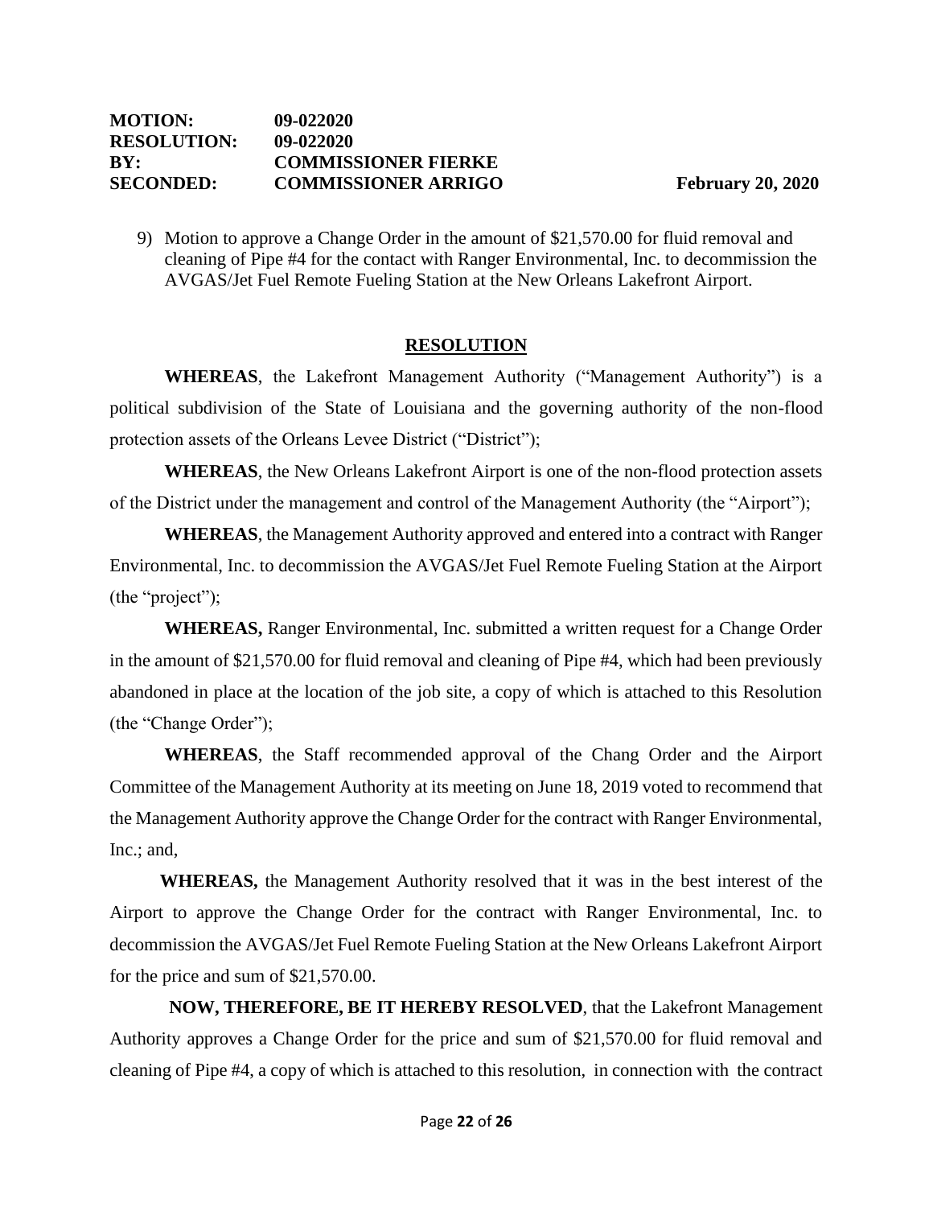**MOTION:** **09-022020**
**RESOLUTION:** **09-022020**
**BY:** **COMMISSIONER FIERKE**
**SECONDED:** **COMMISSIONER ARRIGO** **February 20, 2020**

9) Motion to approve a Change Order in the amount of $21,570.00 for fluid removal and cleaning of Pipe #4 for the contact with Ranger Environmental, Inc. to decommission the AVGAS/Jet Fuel Remote Fueling Station at the New Orleans Lakefront Airport.

## RESOLUTION

**WHEREAS**, the Lakefront Management Authority ("Management Authority") is a political subdivision of the State of Louisiana and the governing authority of the non-flood protection assets of the Orleans Levee District ("District");

**WHEREAS**, the New Orleans Lakefront Airport is one of the non-flood protection assets of the District under the management and control of the Management Authority (the "Airport");

**WHEREAS**, the Management Authority approved and entered into a contract with Ranger Environmental, Inc. to decommission the AVGAS/Jet Fuel Remote Fueling Station at the Airport (the "project");

**WHEREAS,** Ranger Environmental, Inc. submitted a written request for a Change Order in the amount of $21,570.00 for fluid removal and cleaning of Pipe #4, which had been previously abandoned in place at the location of the job site, a copy of which is attached to this Resolution (the "Change Order");

**WHEREAS**, the Staff recommended approval of the Chang Order and the Airport Committee of the Management Authority at its meeting on June 18, 2019 voted to recommend that the Management Authority approve the Change Order for the contract with Ranger Environmental, Inc.; and,

**WHEREAS,** the Management Authority resolved that it was in the best interest of the Airport to approve the Change Order for the contract with Ranger Environmental, Inc. to decommission the AVGAS/Jet Fuel Remote Fueling Station at the New Orleans Lakefront Airport for the price and sum of $21,570.00.

**NOW, THEREFORE, BE IT HEREBY RESOLVED**, that the Lakefront Management Authority approves a Change Order for the price and sum of $21,570.00 for fluid removal and cleaning of Pipe #4, a copy of which is attached to this resolution, in connection with the contract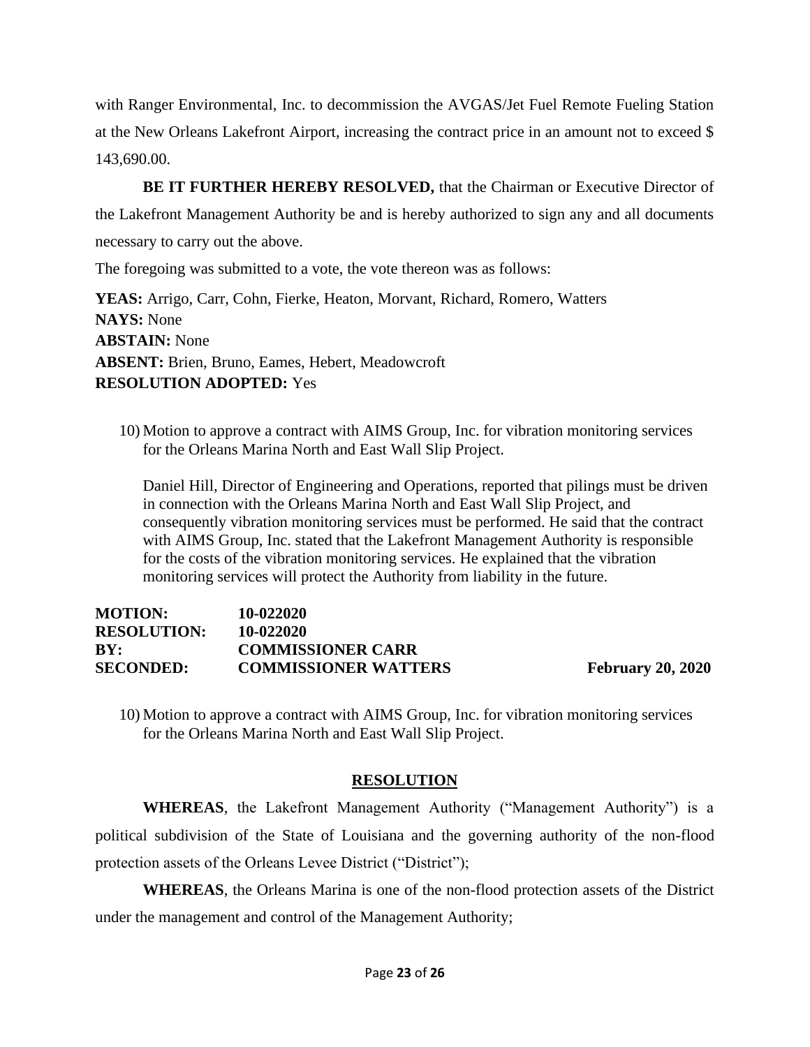with Ranger Environmental, Inc. to decommission the AVGAS/Jet Fuel Remote Fueling Station at the New Orleans Lakefront Airport, increasing the contract price in an amount not to exceed $ 143,690.00.

**BE IT FURTHER HEREBY RESOLVED,** that the Chairman or Executive Director of the Lakefront Management Authority be and is hereby authorized to sign any and all documents necessary to carry out the above.

The foregoing was submitted to a vote, the vote thereon was as follows:

**YEAS:** Arrigo, Carr, Cohn, Fierke, Heaton, Morvant, Richard, Romero, Watters
**NAYS:** None
**ABSTAIN:** None
**ABSENT:** Brien, Bruno, Eames, Hebert, Meadowcroft
**RESOLUTION ADOPTED:** Yes

10) Motion to approve a contract with AIMS Group, Inc. for vibration monitoring services for the Orleans Marina North and East Wall Slip Project.

Daniel Hill, Director of Engineering and Operations, reported that pilings must be driven in connection with the Orleans Marina North and East Wall Slip Project, and consequently vibration monitoring services must be performed. He said that the contract with AIMS Group, Inc. stated that the Lakefront Management Authority is responsible for the costs of the vibration monitoring services. He explained that the vibration monitoring services will protect the Authority from liability in the future.

**MOTION:** **10-022020**
**RESOLUTION:** **10-022020**
**BY:** **COMMISSIONER CARR**
**SECONDED:** **COMMISSIONER WATTERS** **February 20, 2020**

10) Motion to approve a contract with AIMS Group, Inc. for vibration monitoring services for the Orleans Marina North and East Wall Slip Project.

**RESOLUTION**

**WHEREAS**, the Lakefront Management Authority ("Management Authority") is a political subdivision of the State of Louisiana and the governing authority of the non-flood protection assets of the Orleans Levee District ("District");

**WHEREAS**, the Orleans Marina is one of the non-flood protection assets of the District under the management and control of the Management Authority;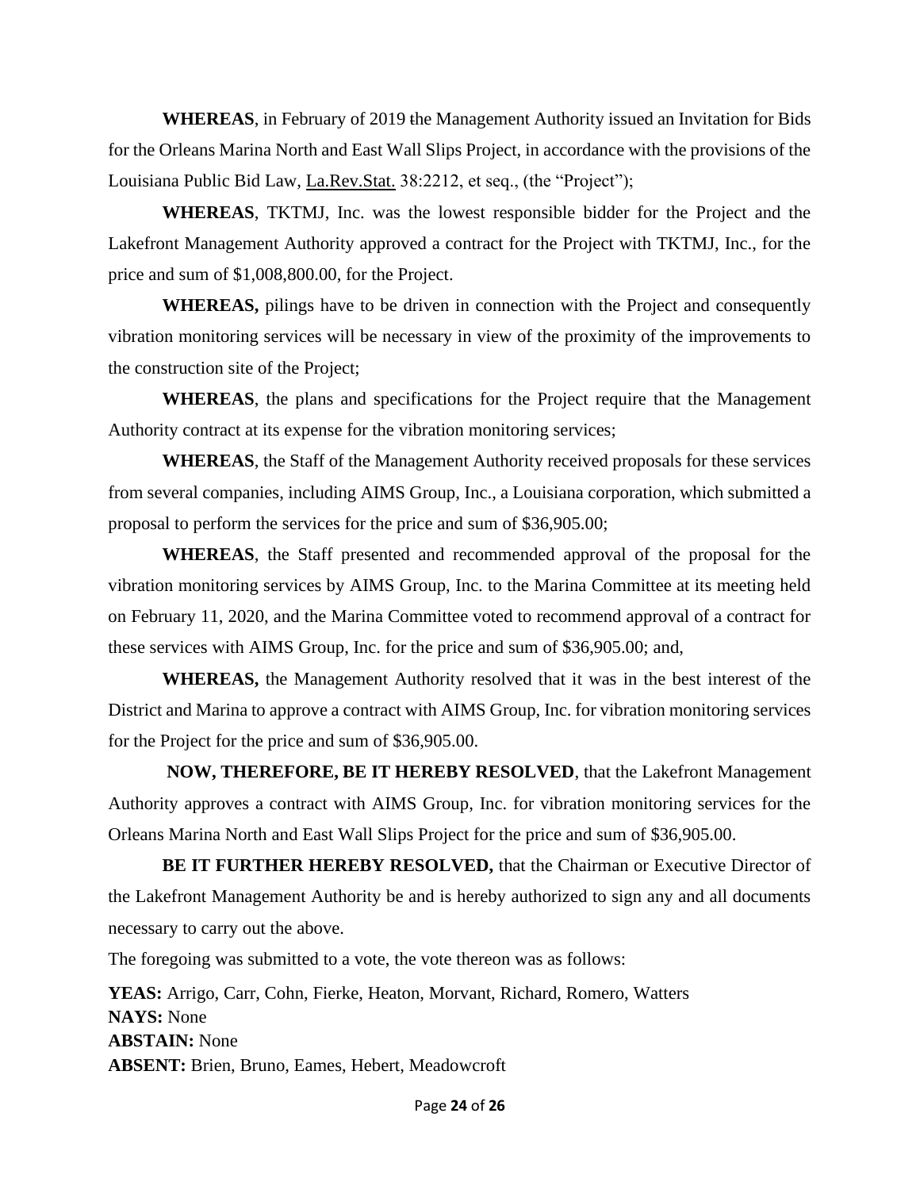**WHEREAS**, in February of 2019 the Management Authority issued an Invitation for Bids for the Orleans Marina North and East Wall Slips Project, in accordance with the provisions of the Louisiana Public Bid Law, La.Rev.Stat. 38:2212, et seq., (the "Project");

**WHEREAS**, TKTMJ, Inc. was the lowest responsible bidder for the Project and the Lakefront Management Authority approved a contract for the Project with TKTMJ, Inc., for the price and sum of $1,008,800.00, for the Project.

**WHEREAS,** pilings have to be driven in connection with the Project and consequently vibration monitoring services will be necessary in view of the proximity of the improvements to the construction site of the Project;

**WHEREAS**, the plans and specifications for the Project require that the Management Authority contract at its expense for the vibration monitoring services;

**WHEREAS**, the Staff of the Management Authority received proposals for these services from several companies, including AIMS Group, Inc., a Louisiana corporation, which submitted a proposal to perform the services for the price and sum of $36,905.00;

**WHEREAS**, the Staff presented and recommended approval of the proposal for the vibration monitoring services by AIMS Group, Inc. to the Marina Committee at its meeting held on February 11, 2020, and the Marina Committee voted to recommend approval of a contract for these services with AIMS Group, Inc. for the price and sum of $36,905.00; and,

**WHEREAS,** the Management Authority resolved that it was in the best interest of the District and Marina to approve a contract with AIMS Group, Inc. for vibration monitoring services for the Project for the price and sum of $36,905.00.

**NOW, THEREFORE, BE IT HEREBY RESOLVED**, that the Lakefront Management Authority approves a contract with AIMS Group, Inc. for vibration monitoring services for the Orleans Marina North and East Wall Slips Project for the price and sum of $36,905.00.

**BE IT FURTHER HEREBY RESOLVED,** that the Chairman or Executive Director of the Lakefront Management Authority be and is hereby authorized to sign any and all documents necessary to carry out the above.

The foregoing was submitted to a vote, the vote thereon was as follows:

**YEAS:** Arrigo, Carr, Cohn, Fierke, Heaton, Morvant, Richard, Romero, Watters
**NAYS:** None
**ABSTAIN:** None
**ABSENT:** Brien, Bruno, Eames, Hebert, Meadowcroft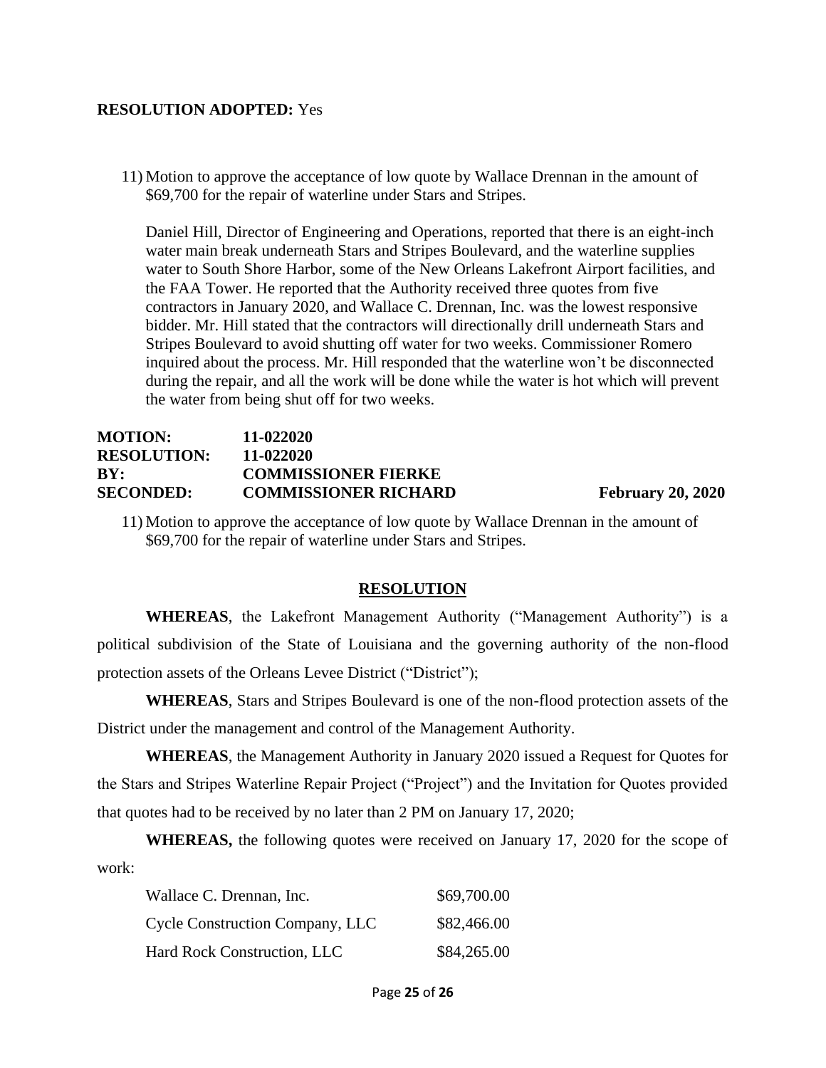**RESOLUTION ADOPTED:** Yes

11) Motion to approve the acceptance of low quote by Wallace Drennan in the amount of $69,700 for the repair of waterline under Stars and Stripes.

Daniel Hill, Director of Engineering and Operations, reported that there is an eight-inch water main break underneath Stars and Stripes Boulevard, and the waterline supplies water to South Shore Harbor, some of the New Orleans Lakefront Airport facilities, and the FAA Tower. He reported that the Authority received three quotes from five contractors in January 2020, and Wallace C. Drennan, Inc. was the lowest responsive bidder. Mr. Hill stated that the contractors will directionally drill underneath Stars and Stripes Boulevard to avoid shutting off water for two weeks. Commissioner Romero inquired about the process. Mr. Hill responded that the waterline won't be disconnected during the repair, and all the work will be done while the water is hot which will prevent the water from being shut off for two weeks.

**MOTION:** **11-022020**
**RESOLUTION:** **11-022020**
**BY:** **COMMISSIONER FIERKE**
**SECONDED:** **COMMISSIONER RICHARD** **February 20, 2020**

11) Motion to approve the acceptance of low quote by Wallace Drennan in the amount of $69,700 for the repair of waterline under Stars and Stripes.

## RESOLUTION

**WHEREAS**, the Lakefront Management Authority ("Management Authority") is a political subdivision of the State of Louisiana and the governing authority of the non-flood protection assets of the Orleans Levee District ("District");

**WHEREAS**, Stars and Stripes Boulevard is one of the non-flood protection assets of the District under the management and control of the Management Authority.

**WHEREAS**, the Management Authority in January 2020 issued a Request for Quotes for the Stars and Stripes Waterline Repair Project ("Project") and the Invitation for Quotes provided that quotes had to be received by no later than 2 PM on January 17, 2020;

**WHEREAS,** the following quotes were received on January 17, 2020 for the scope of work:

| | |
|---|---|
| Wallace C. Drennan, Inc. | $69,700.00 |
| Cycle Construction Company, LLC | $82,466.00 |
| Hard Rock Construction, LLC | $84,265.00 |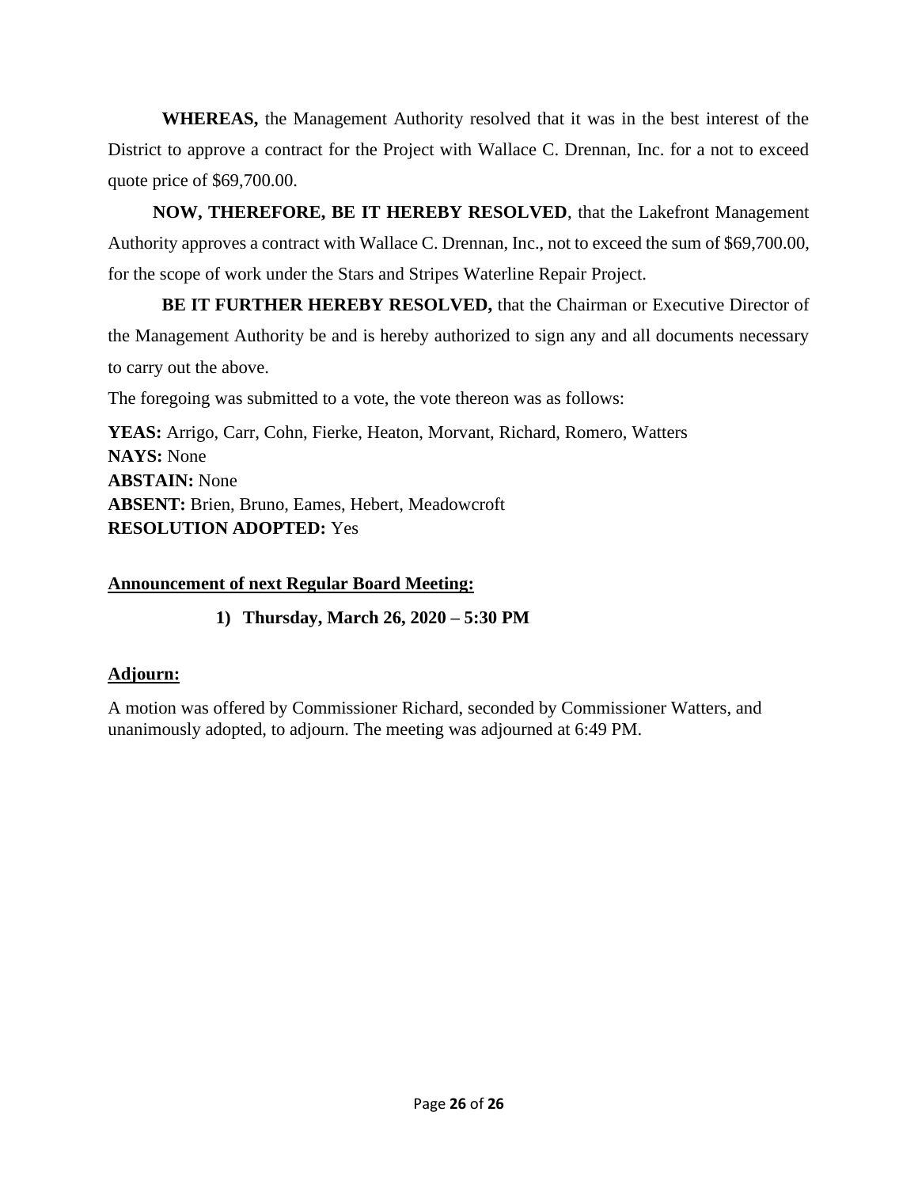**WHEREAS,** the Management Authority resolved that it was in the best interest of the District to approve a contract for the Project with Wallace C. Drennan, Inc. for a not to exceed quote price of $69,700.00.

**NOW, THEREFORE, BE IT HEREBY RESOLVED**, that the Lakefront Management Authority approves a contract with Wallace C. Drennan, Inc., not to exceed the sum of $69,700.00, for the scope of work under the Stars and Stripes Waterline Repair Project.

**BE IT FURTHER HEREBY RESOLVED,** that the Chairman or Executive Director of the Management Authority be and is hereby authorized to sign any and all documents necessary to carry out the above.

The foregoing was submitted to a vote, the vote thereon was as follows:

**YEAS:** Arrigo, Carr, Cohn, Fierke, Heaton, Morvant, Richard, Romero, Watters
**NAYS:** None
**ABSTAIN:** None
**ABSENT:** Brien, Bruno, Eames, Hebert, Meadowcroft
**RESOLUTION ADOPTED:** Yes

**Announcement of next Regular Board Meeting:**

1) **Thursday, March 26, 2020 – 5:30 PM**

**Adjourn:**

A motion was offered by Commissioner Richard, seconded by Commissioner Watters, and unanimously adopted, to adjourn. The meeting was adjourned at 6:49 PM.